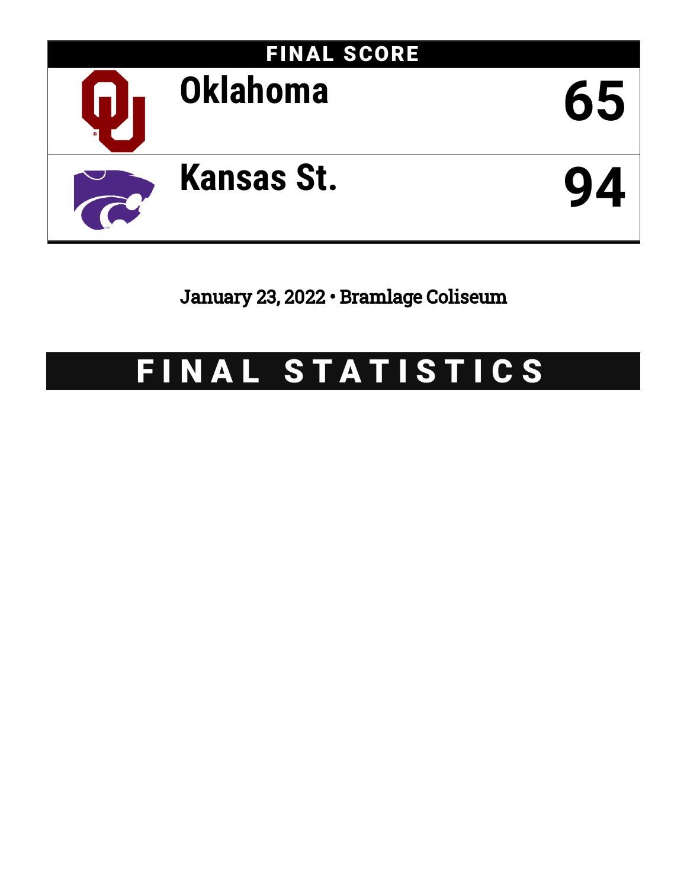## FINAL SCORE

| | |
|---|---|
| Oklahoma | 65 |
| Kansas St. | 94 |

January 23, 2022 • Bramlage Coliseum

# FINAL STATISTICS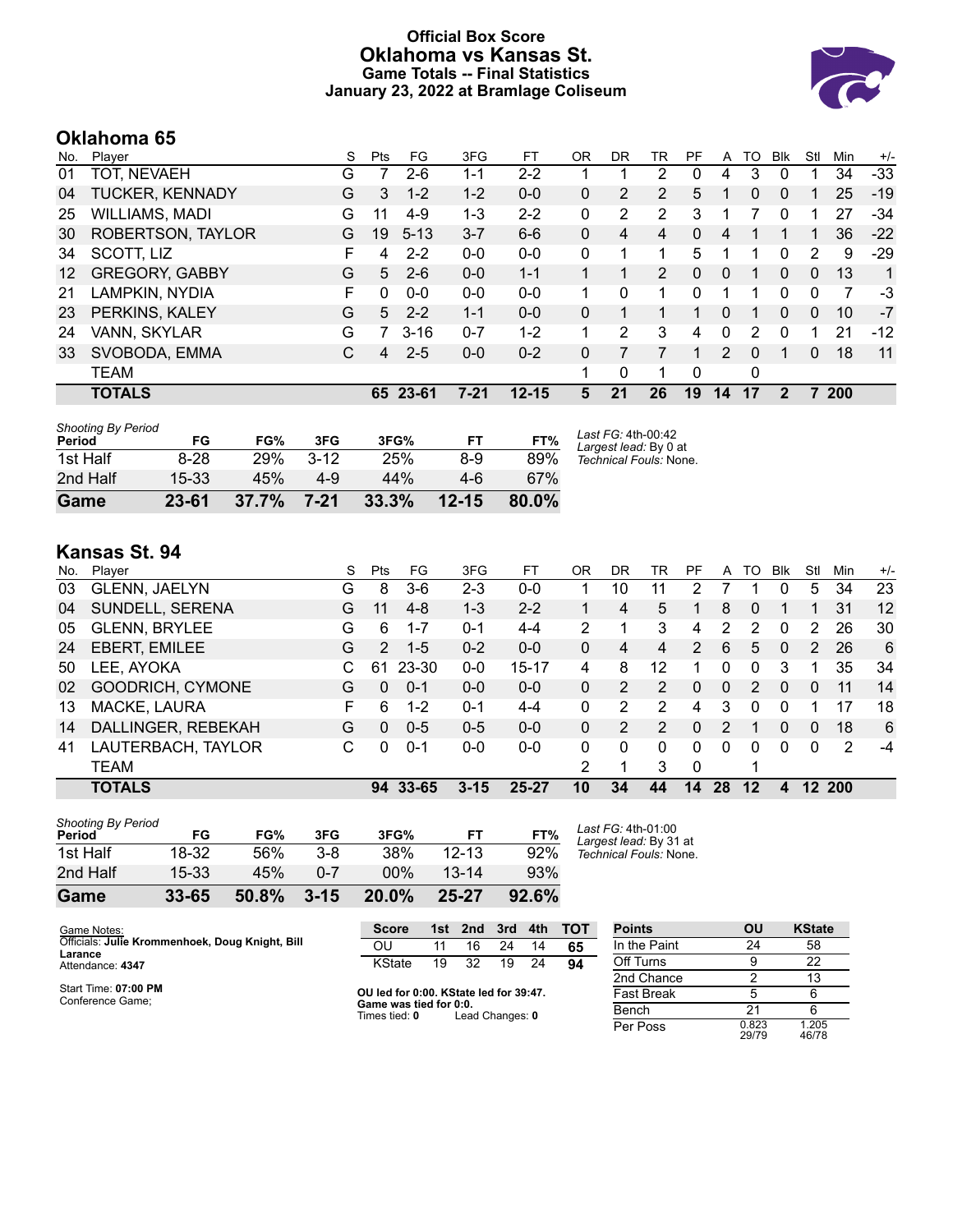# Official Box Score
# Oklahoma vs Kansas St.
### Game Totals -- Final Statistics
### January 23, 2022 at Bramlage Coliseum

## Oklahoma 65

| No. | Player | S | Pts | FG | 3FG | FT | OR | DR | TR | PF | A | TO | Blk | Stl | Min | +/- |
|---|---|---|---|---|---|---|---|---|---|---|---|---|---|---|---|---|
| 01 | TOT, NEVAEH | G | 7 | 2-6 | 1-1 | 2-2 | 1 | 1 | 2 | 0 | 4 | 3 | 0 | 1 | 34 | -33 |
| 04 | TUCKER, KENNADY | G | 3 | 1-2 | 1-2 | 0-0 | 0 | 2 | 2 | 5 | 1 | 0 | 0 | 1 | 25 | -19 |
| 25 | WILLIAMS, MADI | G | 11 | 4-9 | 1-3 | 2-2 | 0 | 2 | 2 | 3 | 1 | 7 | 0 | 1 | 27 | -34 |
| 30 | ROBERTSON, TAYLOR | G | 19 | 5-13 | 3-7 | 6-6 | 0 | 4 | 4 | 0 | 4 | 1 | 1 | 1 | 36 | -22 |
| 34 | SCOTT, LIZ | F | 4 | 2-2 | 0-0 | 0-0 | 0 | 1 | 1 | 5 | 1 | 1 | 0 | 2 | 9 | -29 |
| 12 | GREGORY, GABBY | G | 5 | 2-6 | 0-0 | 1-1 | 1 | 1 | 2 | 0 | 0 | 1 | 0 | 0 | 13 | 1 |
| 21 | LAMPKIN, NYDIA | F | 0 | 0-0 | 0-0 | 0-0 | 1 | 0 | 1 | 0 | 1 | 1 | 0 | 0 | 7 | -3 |
| 23 | PERKINS, KALEY | G | 5 | 2-2 | 1-1 | 0-0 | 0 | 1 | 1 | 1 | 0 | 1 | 0 | 0 | 10 | -7 |
| 24 | VANN, SKYLAR | G | 7 | 3-16 | 0-7 | 1-2 | 1 | 2 | 3 | 4 | 0 | 2 | 0 | 1 | 21 | -12 |
| 33 | SVOBODA, EMMA | C | 4 | 2-5 | 0-0 | 0-2 | 0 | 7 | 7 | 1 | 2 | 0 | 1 | 0 | 18 | 11 |
| | TEAM | | | | | | 1 | 0 | 1 | 0 | | 0 | | | | |
| | **TOTALS** | | **65** | **23-61** | **7-21** | **12-15** | **5** | **21** | **26** | **19** | **14** | **17** | **2** | **7** | **200** | |

| Shooting By Period Period | FG | FG% | 3FG | 3FG% | FT | FT% |
|---|---|---|---|---|---|---|
| 1st Half | 8-28 | 29% | 3-12 | 25% | 8-9 | 89% |
| 2nd Half | 15-33 | 45% | 4-9 | 44% | 4-6 | 67% |
| **Game** | **23-61** | **37.7%** | **7-21** | **33.3%** | **12-15** | **80.0%** |

*Last FG:* 4th-00:42
*Largest lead:* By 0 at
*Technical Fouls:* None.

## Kansas St. 94

| No. | Player | S | Pts | FG | 3FG | FT | OR | DR | TR | PF | A | TO | Blk | Stl | Min | +/- |
|---|---|---|---|---|---|---|---|---|---|---|---|---|---|---|---|---|
| 03 | GLENN, JAELYN | G | 8 | 3-6 | 2-3 | 0-0 | 1 | 10 | 11 | 2 | 7 | 1 | 0 | 5 | 34 | 23 |
| 04 | SUNDELL, SERENA | G | 11 | 4-8 | 1-3 | 2-2 | 1 | 4 | 5 | 1 | 8 | 0 | 1 | 1 | 31 | 12 |
| 05 | GLENN, BRYLEE | G | 6 | 1-7 | 0-1 | 4-4 | 2 | 1 | 3 | 4 | 2 | 2 | 0 | 2 | 26 | 30 |
| 24 | EBERT, EMILEE | G | 2 | 1-5 | 0-2 | 0-0 | 0 | 4 | 4 | 2 | 6 | 5 | 0 | 2 | 26 | 6 |
| 50 | LEE, AYOKA | C | 61 | 23-30 | 0-0 | 15-17 | 4 | 8 | 12 | 1 | 0 | 0 | 3 | 1 | 35 | 34 |
| 02 | GOODRICH, CYMONE | G | 0 | 0-1 | 0-0 | 0-0 | 0 | 2 | 2 | 0 | 0 | 2 | 0 | 0 | 11 | 14 |
| 13 | MACKE, LAURA | F | 6 | 1-2 | 0-1 | 4-4 | 0 | 2 | 2 | 4 | 3 | 0 | 0 | 1 | 17 | 18 |
| 14 | DALLINGER, REBEKAH | G | 0 | 0-5 | 0-5 | 0-0 | 0 | 2 | 2 | 0 | 2 | 1 | 0 | 0 | 18 | 6 |
| 41 | LAUTERBACH, TAYLOR | C | 0 | 0-1 | 0-0 | 0-0 | 0 | 0 | 0 | 0 | 0 | 0 | 0 | 0 | 2 | -4 |
| | TEAM | | | | | | 2 | 1 | 3 | 0 | | 1 | | | | |
| | **TOTALS** | | **94** | **33-65** | **3-15** | **25-27** | **10** | **34** | **44** | **14** | **28** | **12** | **4** | **12** | **200** | |

| Shooting By Period Period | FG | FG% | 3FG | 3FG% | FT | FT% |
|---|---|---|---|---|---|---|
| 1st Half | 18-32 | 56% | 3-8 | 38% | 12-13 | 92% |
| 2nd Half | 15-33 | 45% | 0-7 | 00% | 13-14 | 93% |
| **Game** | **33-65** | **50.8%** | **3-15** | **20.0%** | **25-27** | **92.6%** |

*Last FG:* 4th-01:00
*Largest lead:* By 31 at
*Technical Fouls:* None.

Game Notes:
Officials: **Julie Krommenhoek, Doug Knight, Bill Larance**
Attendance: **4347**

Start Time: **07:00 PM**
Conference Game;

| Score | 1st | 2nd | 3rd | 4th | TOT |
|---|---|---|---|---|---|
| OU | 11 | 16 | 24 | 14 | **65** |
| KState | 19 | 32 | 19 | 24 | **94** |

**OU led for 0:00. KState led for 39:47.**
**Game was tied for 0:0.**
Times tied: **0** Lead Changes: **0**

| Points | OU | KState |
|---|---|---|
| In the Paint | 24 | 58 |
| Off Turns | 9 | 22 |
| 2nd Chance | 2 | 13 |
| Fast Break | 5 | 6 |
| Bench | 21 | 6 |
| Per Poss | 0.823 29/79 | 1.205 46/78 |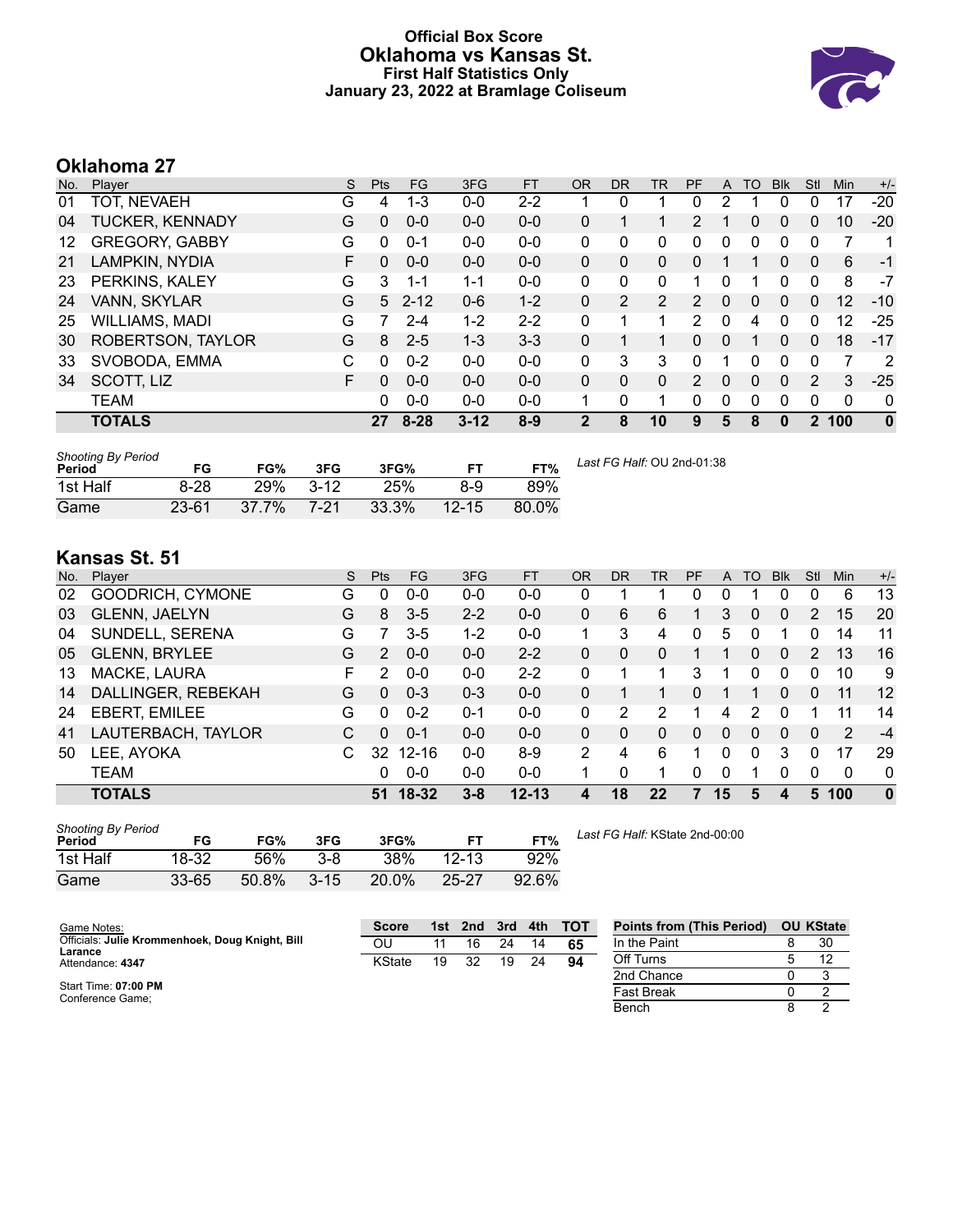# Official Box Score
## Oklahoma vs Kansas St.
### First Half Statistics Only
### January 23, 2022 at Bramlage Coliseum

## Oklahoma 27

| No. | Player | S | Pts | FG | 3FG | FT | OR | DR | TR | PF | A | TO | Blk | Stl | Min | +/- |
|---|---|---|---|---|---|---|---|---|---|---|---|---|---|---|---|---|
| 01 | TOT, NEVAEH | G | 4 | 1-3 | 0-0 | 2-2 | 1 | 0 | 1 | 0 | 2 | 1 | 0 | 0 | 17 | -20 |
| 04 | TUCKER, KENNADY | G | 0 | 0-0 | 0-0 | 0-0 | 0 | 1 | 1 | 2 | 1 | 0 | 0 | 0 | 10 | -20 |
| 12 | GREGORY, GABBY | G | 0 | 0-1 | 0-0 | 0-0 | 0 | 0 | 0 | 0 | 0 | 0 | 0 | 0 | 7 | 1 |
| 21 | LAMPKIN, NYDIA | F | 0 | 0-0 | 0-0 | 0-0 | 0 | 0 | 0 | 0 | 1 | 1 | 0 | 0 | 6 | -1 |
| 23 | PERKINS, KALEY | G | 3 | 1-1 | 1-1 | 0-0 | 0 | 0 | 0 | 1 | 0 | 1 | 0 | 0 | 8 | -7 |
| 24 | VANN, SKYLAR | G | 5 | 2-12 | 0-6 | 1-2 | 0 | 2 | 2 | 2 | 0 | 0 | 0 | 0 | 12 | -10 |
| 25 | WILLIAMS, MADI | G | 7 | 2-4 | 1-2 | 2-2 | 0 | 1 | 1 | 2 | 0 | 4 | 0 | 0 | 12 | -25 |
| 30 | ROBERTSON, TAYLOR | G | 8 | 2-5 | 1-3 | 3-3 | 0 | 1 | 1 | 0 | 0 | 1 | 0 | 0 | 18 | -17 |
| 33 | SVOBODA, EMMA | C | 0 | 0-2 | 0-0 | 0-0 | 0 | 3 | 3 | 0 | 1 | 0 | 0 | 0 | 7 | 2 |
| 34 | SCOTT, LIZ | F | 0 | 0-0 | 0-0 | 0-0 | 0 | 0 | 0 | 2 | 0 | 0 | 0 | 2 | 3 | -25 |
| | TEAM | | 0 | 0-0 | 0-0 | 0-0 | 1 | 0 | 1 | 0 | 0 | 0 | 0 | 0 | 0 | 0 |
| | **TOTALS** | | **27** | **8-28** | **3-12** | **8-9** | **2** | **8** | **10** | **9** | **5** | **8** | **0** | **2** | **100** | **0** |

*Shooting By Period*

| Period | FG | FG% | 3FG | 3FG% | FT | FT% |
|---|---|---|---|---|---|---|
| 1st Half | 8-28 | 29% | 3-12 | 25% | 8-9 | 89% |
| Game | 23-61 | 37.7% | 7-21 | 33.3% | 12-15 | 80.0% |

*Last FG Half:* OU 2nd-01:38

## Kansas St. 51

| No. | Player | S | Pts | FG | 3FG | FT | OR | DR | TR | PF | A | TO | Blk | Stl | Min | +/- |
|---|---|---|---|---|---|---|---|---|---|---|---|---|---|---|---|---|
| 02 | GOODRICH, CYMONE | G | 0 | 0-0 | 0-0 | 0-0 | 0 | 1 | 1 | 0 | 0 | 1 | 0 | 0 | 6 | 13 |
| 03 | GLENN, JAELYN | G | 8 | 3-5 | 2-2 | 0-0 | 0 | 6 | 6 | 1 | 3 | 0 | 0 | 2 | 15 | 20 |
| 04 | SUNDELL, SERENA | G | 7 | 3-5 | 1-2 | 0-0 | 1 | 3 | 4 | 0 | 5 | 0 | 1 | 0 | 14 | 11 |
| 05 | GLENN, BRYLEE | G | 2 | 0-0 | 0-0 | 2-2 | 0 | 0 | 0 | 1 | 1 | 0 | 0 | 2 | 13 | 16 |
| 13 | MACKE, LAURA | F | 2 | 0-0 | 0-0 | 2-2 | 0 | 1 | 1 | 3 | 1 | 0 | 0 | 0 | 10 | 9 |
| 14 | DALLINGER, REBEKAH | G | 0 | 0-3 | 0-3 | 0-0 | 0 | 1 | 1 | 0 | 1 | 1 | 0 | 0 | 11 | 12 |
| 24 | EBERT, EMILEE | G | 0 | 0-2 | 0-1 | 0-0 | 0 | 2 | 2 | 1 | 4 | 2 | 0 | 1 | 11 | 14 |
| 41 | LAUTERBACH, TAYLOR | C | 0 | 0-1 | 0-0 | 0-0 | 0 | 0 | 0 | 0 | 0 | 0 | 0 | 0 | 2 | -4 |
| 50 | LEE, AYOKA | C | 32 | 12-16 | 0-0 | 8-9 | 2 | 4 | 6 | 1 | 0 | 0 | 3 | 0 | 17 | 29 |
| | TEAM | | 0 | 0-0 | 0-0 | 0-0 | 1 | 0 | 1 | 0 | 0 | 1 | 0 | 0 | 0 | 0 |
| | **TOTALS** | | **51** | **18-32** | **3-8** | **12-13** | **4** | **18** | **22** | **7** | **15** | **5** | **4** | **5** | **100** | **0** |

*Shooting By Period*

| Period | FG | FG% | 3FG | 3FG% | FT | FT% |
|---|---|---|---|---|---|---|
| 1st Half | 18-32 | 56% | 3-8 | 38% | 12-13 | 92% |
| Game | 33-65 | 50.8% | 3-15 | 20.0% | 25-27 | 92.6% |

*Last FG Half:* KState 2nd-00:00

Game Notes:
Officials: **Julie Krommenhoek, Doug Knight, Bill Larance**
Attendance: **4347**

Start Time: **07:00 PM**
Conference Game;

| Score | 1st | 2nd | 3rd | 4th | TOT |
|---|---|---|---|---|---|
| OU | 11 | 16 | 24 | 14 | **65** |
| KState | 19 | 32 | 19 | 24 | **94** |

| Points from (This Period) | OU | KState |
|---|---|---|
| In the Paint | 8 | 30 |
| Off Turns | 5 | 12 |
| 2nd Chance | 0 | 3 |
| Fast Break | 0 | 2 |
| Bench | 8 | 2 |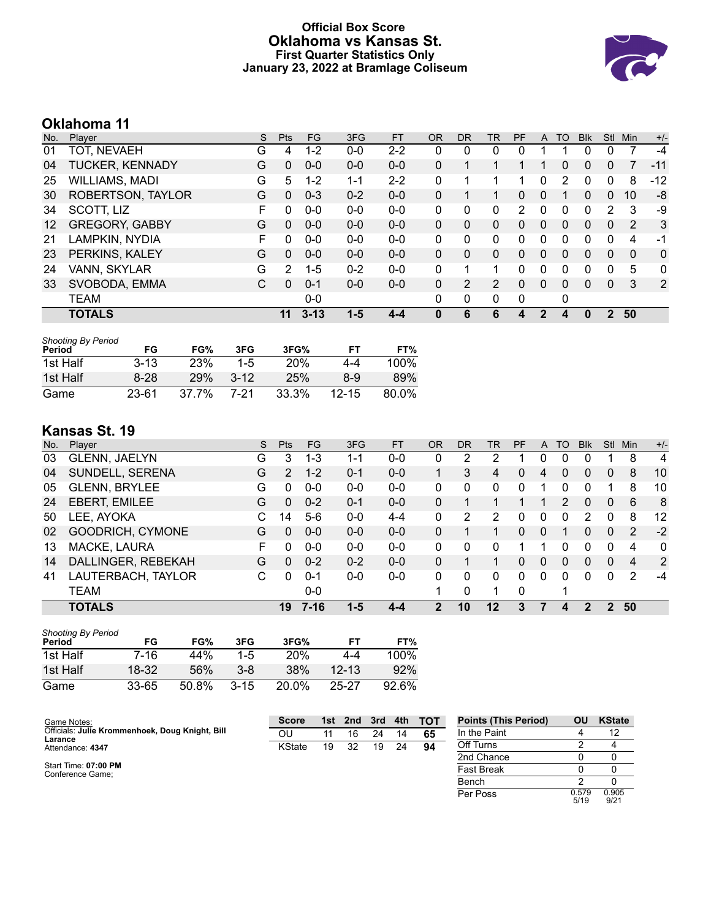# Official Box Score
# Oklahoma vs Kansas St.
### First Quarter Statistics Only
### January 23, 2022 at Bramlage Coliseum

## Oklahoma 11

| No. | Player | S | Pts | FG | 3FG | FT | OR | DR | TR | PF | A | TO | Blk | Stl | Min | +/- |
|---|---|---|---|---|---|---|---|---|---|---|---|---|---|---|---|---|
| 01 | TOT, NEVAEH | G | 4 | 1-2 | 0-0 | 2-2 | 0 | 0 | 0 | 0 | 1 | 1 | 0 | 0 | 7 | -4 |
| 04 | TUCKER, KENNADY | G | 0 | 0-0 | 0-0 | 0-0 | 0 | 1 | 1 | 1 | 1 | 0 | 0 | 0 | 7 | -11 |
| 25 | WILLIAMS, MADI | G | 5 | 1-2 | 1-1 | 2-2 | 0 | 1 | 1 | 1 | 0 | 2 | 0 | 0 | 8 | -12 |
| 30 | ROBERTSON, TAYLOR | G | 0 | 0-3 | 0-2 | 0-0 | 0 | 1 | 1 | 0 | 0 | 1 | 0 | 0 | 10 | -8 |
| 34 | SCOTT, LIZ | F | 0 | 0-0 | 0-0 | 0-0 | 0 | 0 | 0 | 2 | 0 | 0 | 0 | 2 | 3 | -9 |
| 12 | GREGORY, GABBY | G | 0 | 0-0 | 0-0 | 0-0 | 0 | 0 | 0 | 0 | 0 | 0 | 0 | 0 | 2 | 3 |
| 21 | LAMPKIN, NYDIA | F | 0 | 0-0 | 0-0 | 0-0 | 0 | 0 | 0 | 0 | 0 | 0 | 0 | 0 | 4 | -1 |
| 23 | PERKINS, KALEY | G | 0 | 0-0 | 0-0 | 0-0 | 0 | 0 | 0 | 0 | 0 | 0 | 0 | 0 | 0 | 0 |
| 24 | VANN, SKYLAR | G | 2 | 1-5 | 0-2 | 0-0 | 0 | 1 | 1 | 0 | 0 | 0 | 0 | 0 | 5 | 0 |
| 33 | SVOBODA, EMMA | C | 0 | 0-1 | 0-0 | 0-0 | 0 | 2 | 2 | 0 | 0 | 0 | 0 | 0 | 3 | 2 |
| | TEAM | | | 0-0 | | | 0 | 0 | 0 | 0 | | 0 | | | | |
| | **TOTALS** | | **11** | **3-13** | **1-5** | **4-4** | **0** | **6** | **6** | **4** | **2** | **4** | **0** | **2** | **50** | |

*Shooting By Period*

| Period | FG | FG% | 3FG | 3FG% | FT | FT% |
|---|---|---|---|---|---|---|
| 1st Half | 3-13 | 23% | 1-5 | 20% | 4-4 | 100% |
| 1st Half | 8-28 | 29% | 3-12 | 25% | 8-9 | 89% |
| Game | 23-61 | 37.7% | 7-21 | 33.3% | 12-15 | 80.0% |

## Kansas St. 19

| No. | Player | S | Pts | FG | 3FG | FT | OR | DR | TR | PF | A | TO | Blk | Stl | Min | +/- |
|---|---|---|---|---|---|---|---|---|---|---|---|---|---|---|---|---|
| 03 | GLENN, JAELYN | G | 3 | 1-3 | 1-1 | 0-0 | 0 | 2 | 2 | 1 | 0 | 0 | 0 | 1 | 8 | 4 |
| 04 | SUNDELL, SERENA | G | 2 | 1-2 | 0-1 | 0-0 | 1 | 3 | 4 | 0 | 4 | 0 | 0 | 0 | 8 | 10 |
| 05 | GLENN, BRYLEE | G | 0 | 0-0 | 0-0 | 0-0 | 0 | 0 | 0 | 0 | 1 | 0 | 0 | 1 | 8 | 10 |
| 24 | EBERT, EMILEE | G | 0 | 0-2 | 0-1 | 0-0 | 0 | 1 | 1 | 1 | 1 | 2 | 0 | 0 | 6 | 8 |
| 50 | LEE, AYOKA | C | 14 | 5-6 | 0-0 | 4-4 | 0 | 2 | 2 | 0 | 0 | 0 | 2 | 0 | 8 | 12 |
| 02 | GOODRICH, CYMONE | G | 0 | 0-0 | 0-0 | 0-0 | 0 | 1 | 1 | 0 | 0 | 1 | 0 | 0 | 2 | -2 |
| 13 | MACKE, LAURA | F | 0 | 0-0 | 0-0 | 0-0 | 0 | 0 | 0 | 1 | 1 | 0 | 0 | 0 | 4 | 0 |
| 14 | DALLINGER, REBEKAH | G | 0 | 0-2 | 0-2 | 0-0 | 0 | 1 | 1 | 0 | 0 | 0 | 0 | 0 | 4 | 2 |
| 41 | LAUTERBACH, TAYLOR | C | 0 | 0-1 | 0-0 | 0-0 | 0 | 0 | 0 | 0 | 0 | 0 | 0 | 0 | 2 | -4 |
| | TEAM | | | 0-0 | | | 1 | 0 | 1 | 0 | | 1 | | | | |
| | **TOTALS** | | **19** | **7-16** | **1-5** | **4-4** | **2** | **10** | **12** | **3** | **7** | **4** | **2** | **2** | **50** | |

*Shooting By Period*

| Period | FG | FG% | 3FG | 3FG% | FT | FT% |
|---|---|---|---|---|---|---|
| 1st Half | 7-16 | 44% | 1-5 | 20% | 4-4 | 100% |
| 1st Half | 18-32 | 56% | 3-8 | 38% | 12-13 | 92% |
| Game | 33-65 | 50.8% | 3-15 | 20.0% | 25-27 | 92.6% |

Game Notes:
Officials: **Julie Krommenhoek, Doug Knight, Bill Larance**
Attendance: **4347**

Start Time: **07:00 PM**
Conference Game;

| Score | 1st | 2nd | 3rd | 4th | TOT |
|---|---|---|---|---|---|
| OU | 11 | 16 | 24 | 14 | **65** |
| KState | 19 | 32 | 19 | 24 | **94** |

| Points (This Period) | OU | KState |
|---|---|---|
| In the Paint | 4 | 12 |
| Off Turns | 2 | 4 |
| 2nd Chance | 0 | 0 |
| Fast Break | 0 | 0 |
| Bench | 2 | 0 |
| Per Poss | 0.579 5/19 | 0.905 9/21 |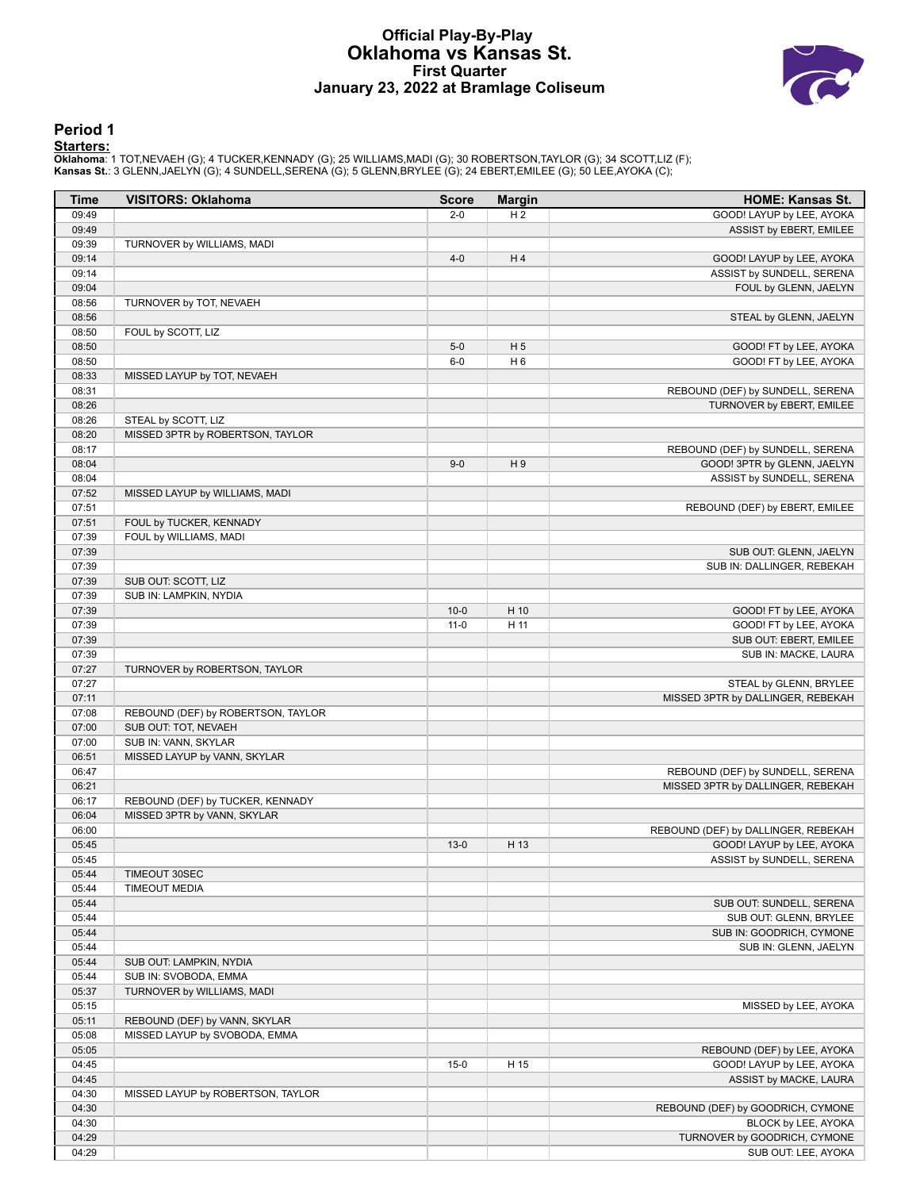# Official Play-By-Play
## Oklahoma vs Kansas St.
### First Quarter
### January 23, 2022 at Bramlage Coliseum

## Period 1

**Starters:**

**Oklahoma**: 1 TOT,NEVAEH (G); 4 TUCKER,KENNADY (G); 25 WILLIAMS,MADI (G); 30 ROBERTSON,TAYLOR (G); 34 SCOTT,LIZ (F);
**Kansas St.**: 3 GLENN,JAELYN (G); 4 SUNDELL,SERENA (G); 5 GLENN,BRYLEE (G); 24 EBERT,EMILEE (G); 50 LEE,AYOKA (C);

| Time | VISITORS: Oklahoma | Score | Margin | HOME: Kansas St. |
|---|---|---|---|---|
| 09:49 | | 2-0 | H 2 | GOOD! LAYUP by LEE, AYOKA |
| 09:49 | | | | ASSIST by EBERT, EMILEE |
| 09:39 | TURNOVER by WILLIAMS, MADI | | | |
| 09:14 | | 4-0 | H 4 | GOOD! LAYUP by LEE, AYOKA |
| 09:14 | | | | ASSIST by SUNDELL, SERENA |
| 09:04 | | | | FOUL by GLENN, JAELYN |
| 08:56 | TURNOVER by TOT, NEVAEH | | | |
| 08:56 | | | | STEAL by GLENN, JAELYN |
| 08:50 | FOUL by SCOTT, LIZ | | | |
| 08:50 | | 5-0 | H 5 | GOOD! FT by LEE, AYOKA |
| 08:50 | | 6-0 | H 6 | GOOD! FT by LEE, AYOKA |
| 08:33 | MISSED LAYUP by TOT, NEVAEH | | | |
| 08:31 | | | | REBOUND (DEF) by SUNDELL, SERENA |
| 08:26 | | | | TURNOVER by EBERT, EMILEE |
| 08:26 | STEAL by SCOTT, LIZ | | | |
| 08:20 | MISSED 3PTR by ROBERTSON, TAYLOR | | | |
| 08:17 | | | | REBOUND (DEF) by SUNDELL, SERENA |
| 08:04 | | 9-0 | H 9 | GOOD! 3PTR by GLENN, JAELYN |
| 08:04 | | | | ASSIST by SUNDELL, SERENA |
| 07:52 | MISSED LAYUP by WILLIAMS, MADI | | | |
| 07:51 | | | | REBOUND (DEF) by EBERT, EMILEE |
| 07:51 | FOUL by TUCKER, KENNADY | | | |
| 07:39 | FOUL by WILLIAMS, MADI | | | |
| 07:39 | | | | SUB OUT: GLENN, JAELYN |
| 07:39 | | | | SUB IN: DALLINGER, REBEKAH |
| 07:39 | SUB OUT: SCOTT, LIZ | | | |
| 07:39 | SUB IN: LAMPKIN, NYDIA | | | |
| 07:39 | | 10-0 | H 10 | GOOD! FT by LEE, AYOKA |
| 07:39 | | 11-0 | H 11 | GOOD! FT by LEE, AYOKA |
| 07:39 | | | | SUB OUT: EBERT, EMILEE |
| 07:39 | | | | SUB IN: MACKE, LAURA |
| 07:27 | TURNOVER by ROBERTSON, TAYLOR | | | |
| 07:27 | | | | STEAL by GLENN, BRYLEE |
| 07:11 | | | | MISSED 3PTR by DALLINGER, REBEKAH |
| 07:08 | REBOUND (DEF) by ROBERTSON, TAYLOR | | | |
| 07:00 | SUB OUT: TOT, NEVAEH | | | |
| 07:00 | SUB IN: VANN, SKYLAR | | | |
| 06:51 | MISSED LAYUP by VANN, SKYLAR | | | |
| 06:47 | | | | REBOUND (DEF) by SUNDELL, SERENA |
| 06:21 | | | | MISSED 3PTR by DALLINGER, REBEKAH |
| 06:17 | REBOUND (DEF) by TUCKER, KENNADY | | | |
| 06:04 | MISSED 3PTR by VANN, SKYLAR | | | |
| 06:00 | | | | REBOUND (DEF) by DALLINGER, REBEKAH |
| 05:45 | | 13-0 | H 13 | GOOD! LAYUP by LEE, AYOKA |
| 05:45 | | | | ASSIST by SUNDELL, SERENA |
| 05:44 | TIMEOUT 30SEC | | | |
| 05:44 | TIMEOUT MEDIA | | | |
| 05:44 | | | | SUB OUT: SUNDELL, SERENA |
| 05:44 | | | | SUB OUT: GLENN, BRYLEE |
| 05:44 | | | | SUB IN: GOODRICH, CYMONE |
| 05:44 | | | | SUB IN: GLENN, JAELYN |
| 05:44 | SUB OUT: LAMPKIN, NYDIA | | | |
| 05:44 | SUB IN: SVOBODA, EMMA | | | |
| 05:37 | TURNOVER by WILLIAMS, MADI | | | |
| 05:15 | | | | MISSED by LEE, AYOKA |
| 05:11 | REBOUND (DEF) by VANN, SKYLAR | | | |
| 05:08 | MISSED LAYUP by SVOBODA, EMMA | | | |
| 05:05 | | | | REBOUND (DEF) by LEE, AYOKA |
| 04:45 | | 15-0 | H 15 | GOOD! LAYUP by LEE, AYOKA |
| 04:45 | | | | ASSIST by MACKE, LAURA |
| 04:30 | MISSED LAYUP by ROBERTSON, TAYLOR | | | |
| 04:30 | | | | REBOUND (DEF) by GOODRICH, CYMONE |
| 04:30 | | | | BLOCK by LEE, AYOKA |
| 04:29 | | | | TURNOVER by GOODRICH, CYMONE |
| 04:29 | | | | SUB OUT: LEE, AYOKA |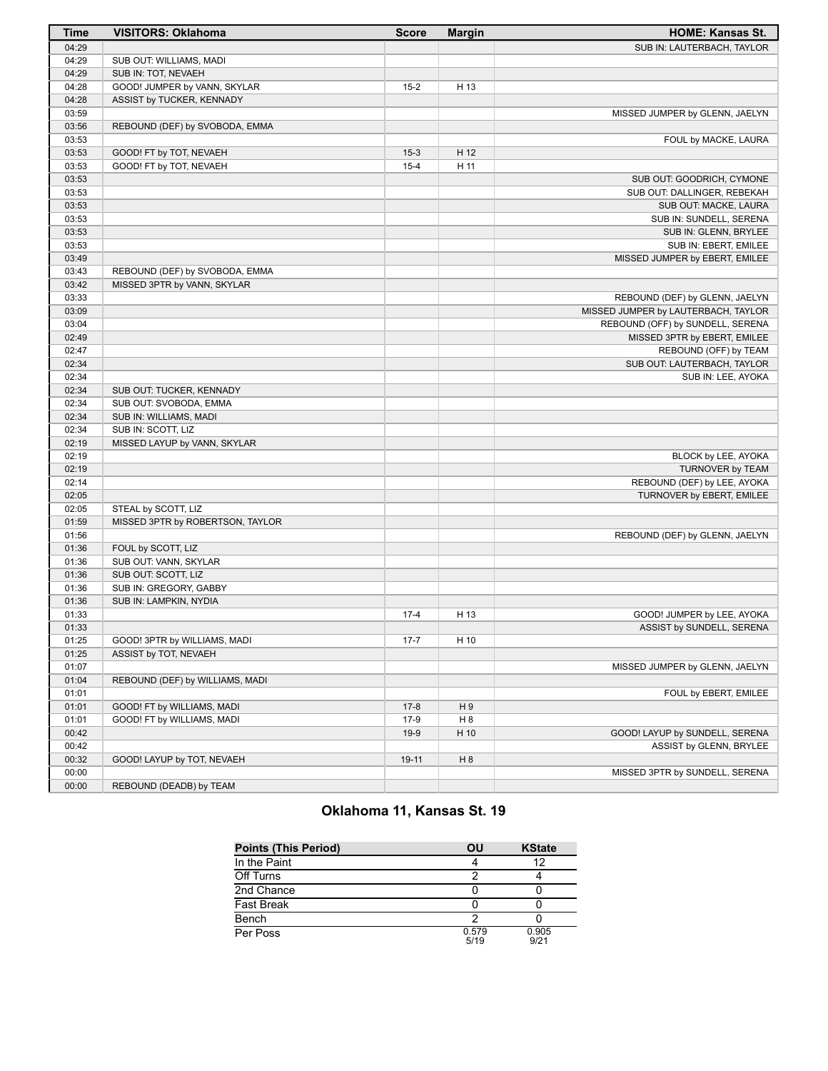| Time | VISITORS: Oklahoma | Score | Margin | HOME: Kansas St. |
| --- | --- | --- | --- | --- |
| 04:29 | | | | SUB IN: LAUTERBACH, TAYLOR |
| 04:29 | SUB OUT: WILLIAMS, MADI | | | |
| 04:29 | SUB IN: TOT, NEVAEH | | | |
| 04:28 | GOOD! JUMPER by VANN, SKYLAR | 15-2 | H 13 | |
| 04:28 | ASSIST by TUCKER, KENNADY | | | |
| 03:59 | | | | MISSED JUMPER by GLENN, JAELYN |
| 03:56 | REBOUND (DEF) by SVOBODA, EMMA | | | |
| 03:53 | | | | FOUL by MACKE, LAURA |
| 03:53 | GOOD! FT by TOT, NEVAEH | 15-3 | H 12 | |
| 03:53 | GOOD! FT by TOT, NEVAEH | 15-4 | H 11 | |
| 03:53 | | | | SUB OUT: GOODRICH, CYMONE |
| 03:53 | | | | SUB OUT: DALLINGER, REBEKAH |
| 03:53 | | | | SUB OUT: MACKE, LAURA |
| 03:53 | | | | SUB IN: SUNDELL, SERENA |
| 03:53 | | | | SUB IN: GLENN, BRYLEE |
| 03:53 | | | | SUB IN: EBERT, EMILEE |
| 03:49 | | | | MISSED JUMPER by EBERT, EMILEE |
| 03:43 | REBOUND (DEF) by SVOBODA, EMMA | | | |
| 03:42 | MISSED 3PTR by VANN, SKYLAR | | | |
| 03:33 | | | | REBOUND (DEF) by GLENN, JAELYN |
| 03:09 | | | | MISSED JUMPER by LAUTERBACH, TAYLOR |
| 03:04 | | | | REBOUND (OFF) by SUNDELL, SERENA |
| 02:49 | | | | MISSED 3PTR by EBERT, EMILEE |
| 02:47 | | | | REBOUND (OFF) by TEAM |
| 02:34 | | | | SUB OUT: LAUTERBACH, TAYLOR |
| 02:34 | | | | SUB IN: LEE, AYOKA |
| 02:34 | SUB OUT: TUCKER, KENNADY | | | |
| 02:34 | SUB OUT: SVOBODA, EMMA | | | |
| 02:34 | SUB IN: WILLIAMS, MADI | | | |
| 02:34 | SUB IN: SCOTT, LIZ | | | |
| 02:19 | MISSED LAYUP by VANN, SKYLAR | | | |
| 02:19 | | | | BLOCK by LEE, AYOKA |
| 02:19 | | | | TURNOVER by TEAM |
| 02:14 | | | | REBOUND (DEF) by LEE, AYOKA |
| 02:05 | | | | TURNOVER by EBERT, EMILEE |
| 02:05 | STEAL by SCOTT, LIZ | | | |
| 01:59 | MISSED 3PTR by ROBERTSON, TAYLOR | | | |
| 01:56 | | | | REBOUND (DEF) by GLENN, JAELYN |
| 01:36 | FOUL by SCOTT, LIZ | | | |
| 01:36 | SUB OUT: VANN, SKYLAR | | | |
| 01:36 | SUB OUT: SCOTT, LIZ | | | |
| 01:36 | SUB IN: GREGORY, GABBY | | | |
| 01:36 | SUB IN: LAMPKIN, NYDIA | | | |
| 01:33 | | 17-4 | H 13 | GOOD! JUMPER by LEE, AYOKA |
| 01:33 | | | | ASSIST by SUNDELL, SERENA |
| 01:25 | GOOD! 3PTR by WILLIAMS, MADI | 17-7 | H 10 | |
| 01:25 | ASSIST by TOT, NEVAEH | | | |
| 01:07 | | | | MISSED JUMPER by GLENN, JAELYN |
| 01:04 | REBOUND (DEF) by WILLIAMS, MADI | | | |
| 01:01 | | | | FOUL by EBERT, EMILEE |
| 01:01 | GOOD! FT by WILLIAMS, MADI | 17-8 | H 9 | |
| 01:01 | GOOD! FT by WILLIAMS, MADI | 17-9 | H 8 | |
| 00:42 | | 19-9 | H 10 | GOOD! LAYUP by SUNDELL, SERENA |
| 00:42 | | | | ASSIST by GLENN, BRYLEE |
| 00:32 | GOOD! LAYUP by TOT, NEVAEH | 19-11 | H 8 | |
| 00:00 | | | | MISSED 3PTR by SUNDELL, SERENA |
| 00:00 | REBOUND (DEADB) by TEAM | | | |

## Oklahoma 11, Kansas St. 19

| Points (This Period) | OU | KState |
| --- | --- | --- |
| In the Paint | 4 | 12 |
| Off Turns | 2 | 4 |
| 2nd Chance | 0 | 0 |
| Fast Break | 0 | 0 |
| Bench | 2 | 0 |
| Per Poss | 0.579 5/19 | 0.905 9/21 |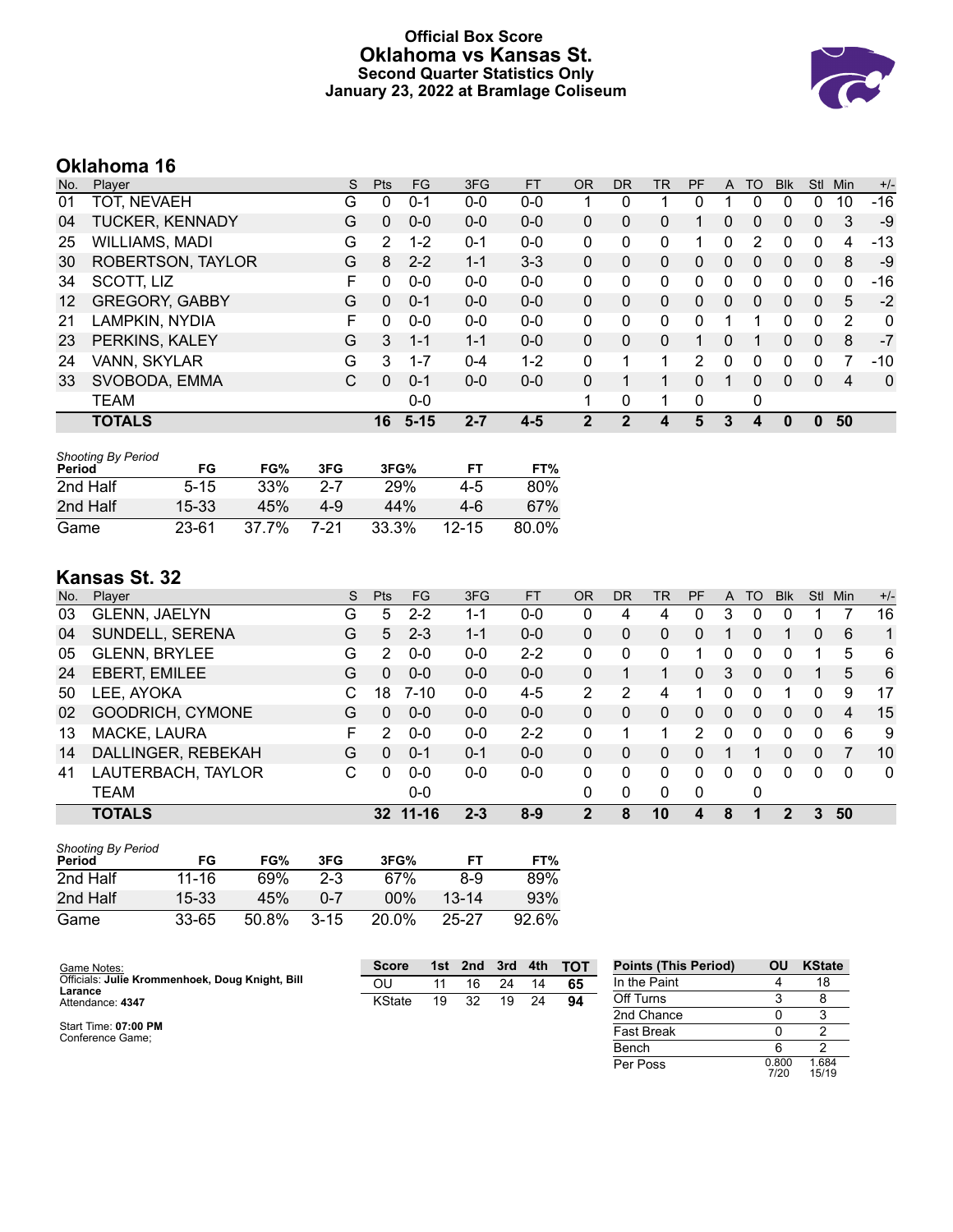# Official Box Score
# Oklahoma vs Kansas St.
### Second Quarter Statistics Only
### January 23, 2022 at Bramlage Coliseum

## Oklahoma 16

| No. | Player | S | Pts | FG | 3FG | FT | OR | DR | TR | PF | A | TO | Blk | Stl | Min | +/- |
|---|---|---|---|---|---|---|---|---|---|---|---|---|---|---|---|---|
| 01 | TOT, NEVAEH | G | 0 | 0-1 | 0-0 | 0-0 | 1 | 0 | 1 | 0 | 1 | 0 | 0 | 0 | 10 | -16 |
| 04 | TUCKER, KENNADY | G | 0 | 0-0 | 0-0 | 0-0 | 0 | 0 | 0 | 1 | 0 | 0 | 0 | 0 | 3 | -9 |
| 25 | WILLIAMS, MADI | G | 2 | 1-2 | 0-1 | 0-0 | 0 | 0 | 0 | 1 | 0 | 2 | 0 | 0 | 4 | -13 |
| 30 | ROBERTSON, TAYLOR | G | 8 | 2-2 | 1-1 | 3-3 | 0 | 0 | 0 | 0 | 0 | 0 | 0 | 0 | 8 | -9 |
| 34 | SCOTT, LIZ | F | 0 | 0-0 | 0-0 | 0-0 | 0 | 0 | 0 | 0 | 0 | 0 | 0 | 0 | 0 | -16 |
| 12 | GREGORY, GABBY | G | 0 | 0-1 | 0-0 | 0-0 | 0 | 0 | 0 | 0 | 0 | 0 | 0 | 0 | 5 | -2 |
| 21 | LAMPKIN, NYDIA | F | 0 | 0-0 | 0-0 | 0-0 | 0 | 0 | 0 | 0 | 1 | 1 | 0 | 0 | 2 | 0 |
| 23 | PERKINS, KALEY | G | 3 | 1-1 | 1-1 | 0-0 | 0 | 0 | 0 | 1 | 0 | 1 | 0 | 0 | 8 | -7 |
| 24 | VANN, SKYLAR | G | 3 | 1-7 | 0-4 | 1-2 | 0 | 1 | 1 | 2 | 0 | 0 | 0 | 0 | 7 | -10 |
| 33 | SVOBODA, EMMA | C | 0 | 0-1 | 0-0 | 0-0 | 0 | 1 | 1 | 0 | 1 | 0 | 0 | 0 | 4 | 0 |
| | TEAM | | | 0-0 | | | 1 | 0 | 1 | 0 | | 0 | | | | |
| | **TOTALS** | | **16** | **5-15** | **2-7** | **4-5** | **2** | **2** | **4** | **5** | **3** | **4** | **0** | **0** | **50** | |

*Shooting By Period*

| Period | FG | FG% | 3FG | 3FG% | FT | FT% |
|---|---|---|---|---|---|---|
| 2nd Half | 5-15 | 33% | 2-7 | 29% | 4-5 | 80% |
| 2nd Half | 15-33 | 45% | 4-9 | 44% | 4-6 | 67% |
| Game | 23-61 | 37.7% | 7-21 | 33.3% | 12-15 | 80.0% |

## Kansas St. 32

| No. | Player | S | Pts | FG | 3FG | FT | OR | DR | TR | PF | A | TO | Blk | Stl | Min | +/- |
|---|---|---|---|---|---|---|---|---|---|---|---|---|---|---|---|---|
| 03 | GLENN, JAELYN | G | 5 | 2-2 | 1-1 | 0-0 | 0 | 4 | 4 | 0 | 3 | 0 | 0 | 1 | 7 | 16 |
| 04 | SUNDELL, SERENA | G | 5 | 2-3 | 1-1 | 0-0 | 0 | 0 | 0 | 0 | 1 | 0 | 1 | 0 | 6 | 1 |
| 05 | GLENN, BRYLEE | G | 2 | 0-0 | 0-0 | 2-2 | 0 | 0 | 0 | 1 | 0 | 0 | 0 | 1 | 5 | 6 |
| 24 | EBERT, EMILEE | G | 0 | 0-0 | 0-0 | 0-0 | 0 | 1 | 1 | 0 | 3 | 0 | 0 | 1 | 5 | 6 |
| 50 | LEE, AYOKA | C | 18 | 7-10 | 0-0 | 4-5 | 2 | 2 | 4 | 1 | 0 | 0 | 1 | 0 | 9 | 17 |
| 02 | GOODRICH, CYMONE | G | 0 | 0-0 | 0-0 | 0-0 | 0 | 0 | 0 | 0 | 0 | 0 | 0 | 0 | 4 | 15 |
| 13 | MACKE, LAURA | F | 2 | 0-0 | 0-0 | 2-2 | 0 | 1 | 1 | 2 | 0 | 0 | 0 | 0 | 6 | 9 |
| 14 | DALLINGER, REBEKAH | G | 0 | 0-1 | 0-1 | 0-0 | 0 | 0 | 0 | 0 | 1 | 1 | 0 | 0 | 7 | 10 |
| 41 | LAUTERBACH, TAYLOR | C | 0 | 0-0 | 0-0 | 0-0 | 0 | 0 | 0 | 0 | 0 | 0 | 0 | 0 | 0 | 0 |
| | TEAM | | | 0-0 | | | 0 | 0 | 0 | 0 | | 0 | | | | |
| | **TOTALS** | | **32** | **11-16** | **2-3** | **8-9** | **2** | **8** | **10** | **4** | **8** | **1** | **2** | **3** | **50** | |

*Shooting By Period*

| Period | FG | FG% | 3FG | 3FG% | FT | FT% |
|---|---|---|---|---|---|---|
| 2nd Half | 11-16 | 69% | 2-3 | 67% | 8-9 | 89% |
| 2nd Half | 15-33 | 45% | 0-7 | 00% | 13-14 | 93% |
| Game | 33-65 | 50.8% | 3-15 | 20.0% | 25-27 | 92.6% |

Game Notes:
Officials: **Julie Krommenhoek, Doug Knight, Bill Larance**
Attendance: **4347**

Start Time: **07:00 PM**
Conference Game;

| Score | 1st | 2nd | 3rd | 4th | TOT |
|---|---|---|---|---|---|
| OU | 11 | 16 | 24 | 14 | **65** |
| KState | 19 | 32 | 19 | 24 | **94** |

| Points (This Period) | OU | KState |
|---|---|---|
| In the Paint | 4 | 18 |
| Off Turns | 3 | 8 |
| 2nd Chance | 0 | 3 |
| Fast Break | 0 | 2 |
| Bench | 6 | 2 |
| Per Poss | 0.800 7/20 | 1.684 15/19 |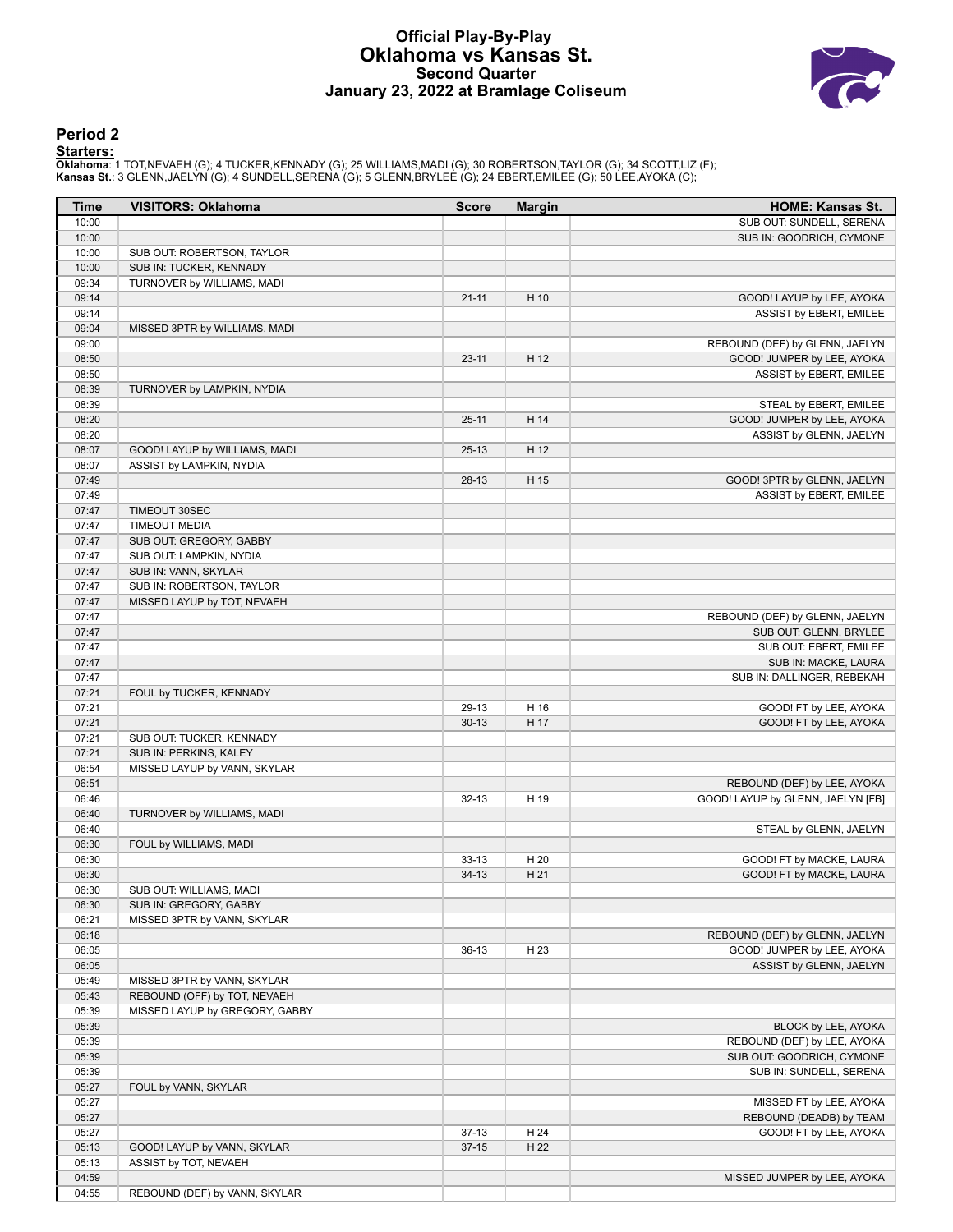# Official Play-By-Play
# Oklahoma vs Kansas St.
## Second Quarter
## January 23, 2022 at Bramlage Coliseum

### Period 2

**Starters:**

**Oklahoma**: 1 TOT,NEVAEH (G); 4 TUCKER,KENNADY (G); 25 WILLIAMS,MADI (G); 30 ROBERTSON,TAYLOR (G); 34 SCOTT,LIZ (F);
**Kansas St.**: 3 GLENN,JAELYN (G); 4 SUNDELL,SERENA (G); 5 GLENN,BRYLEE (G); 24 EBERT,EMILEE (G); 50 LEE,AYOKA (C);

| Time | VISITORS: Oklahoma | Score | Margin | HOME: Kansas St. |
|---|---|---|---|---|
| 10:00 | | | | SUB OUT: SUNDELL, SERENA |
| 10:00 | | | | SUB IN: GOODRICH, CYMONE |
| 10:00 | SUB OUT: ROBERTSON, TAYLOR | | | |
| 10:00 | SUB IN: TUCKER, KENNADY | | | |
| 09:34 | TURNOVER by WILLIAMS, MADI | | | |
| 09:14 | | 21-11 | H 10 | GOOD! LAYUP by LEE, AYOKA |
| 09:14 | | | | ASSIST by EBERT, EMILEE |
| 09:04 | MISSED 3PTR by WILLIAMS, MADI | | | |
| 09:00 | | | | REBOUND (DEF) by GLENN, JAELYN |
| 08:50 | | 23-11 | H 12 | GOOD! JUMPER by LEE, AYOKA |
| 08:50 | | | | ASSIST by EBERT, EMILEE |
| 08:39 | TURNOVER by LAMPKIN, NYDIA | | | |
| 08:39 | | | | STEAL by EBERT, EMILEE |
| 08:20 | | 25-11 | H 14 | GOOD! JUMPER by LEE, AYOKA |
| 08:20 | | | | ASSIST by GLENN, JAELYN |
| 08:07 | GOOD! LAYUP by WILLIAMS, MADI | 25-13 | H 12 | |
| 08:07 | ASSIST by LAMPKIN, NYDIA | | | |
| 07:49 | | 28-13 | H 15 | GOOD! 3PTR by GLENN, JAELYN |
| 07:49 | | | | ASSIST by EBERT, EMILEE |
| 07:47 | TIMEOUT 30SEC | | | |
| 07:47 | TIMEOUT MEDIA | | | |
| 07:47 | SUB OUT: GREGORY, GABBY | | | |
| 07:47 | SUB OUT: LAMPKIN, NYDIA | | | |
| 07:47 | SUB IN: VANN, SKYLAR | | | |
| 07:47 | SUB IN: ROBERTSON, TAYLOR | | | |
| 07:47 | MISSED LAYUP by TOT, NEVAEH | | | |
| 07:47 | | | | REBOUND (DEF) by GLENN, JAELYN |
| 07:47 | | | | SUB OUT: GLENN, BRYLEE |
| 07:47 | | | | SUB OUT: EBERT, EMILEE |
| 07:47 | | | | SUB IN: MACKE, LAURA |
| 07:47 | | | | SUB IN: DALLINGER, REBEKAH |
| 07:21 | FOUL by TUCKER, KENNADY | | | |
| 07:21 | | 29-13 | H 16 | GOOD! FT by LEE, AYOKA |
| 07:21 | | 30-13 | H 17 | GOOD! FT by LEE, AYOKA |
| 07:21 | SUB OUT: TUCKER, KENNADY | | | |
| 07:21 | SUB IN: PERKINS, KALEY | | | |
| 06:54 | MISSED LAYUP by VANN, SKYLAR | | | |
| 06:51 | | | | REBOUND (DEF) by LEE, AYOKA |
| 06:46 | | 32-13 | H 19 | GOOD! LAYUP by GLENN, JAELYN [FB] |
| 06:40 | TURNOVER by WILLIAMS, MADI | | | |
| 06:40 | | | | STEAL by GLENN, JAELYN |
| 06:30 | FOUL by WILLIAMS, MADI | | | |
| 06:30 | | 33-13 | H 20 | GOOD! FT by MACKE, LAURA |
| 06:30 | | 34-13 | H 21 | GOOD! FT by MACKE, LAURA |
| 06:30 | SUB OUT: WILLIAMS, MADI | | | |
| 06:30 | SUB IN: GREGORY, GABBY | | | |
| 06:21 | MISSED 3PTR by VANN, SKYLAR | | | |
| 06:18 | | | | REBOUND (DEF) by GLENN, JAELYN |
| 06:05 | | 36-13 | H 23 | GOOD! JUMPER by LEE, AYOKA |
| 06:05 | | | | ASSIST by GLENN, JAELYN |
| 05:49 | MISSED 3PTR by VANN, SKYLAR | | | |
| 05:43 | REBOUND (OFF) by TOT, NEVAEH | | | |
| 05:39 | MISSED LAYUP by GREGORY, GABBY | | | |
| 05:39 | | | | BLOCK by LEE, AYOKA |
| 05:39 | | | | REBOUND (DEF) by LEE, AYOKA |
| 05:39 | | | | SUB OUT: GOODRICH, CYMONE |
| 05:39 | | | | SUB IN: SUNDELL, SERENA |
| 05:27 | FOUL by VANN, SKYLAR | | | |
| 05:27 | | | | MISSED FT by LEE, AYOKA |
| 05:27 | | | | REBOUND (DEADB) by TEAM |
| 05:27 | | 37-13 | H 24 | GOOD! FT by LEE, AYOKA |
| 05:13 | GOOD! LAYUP by VANN, SKYLAR | 37-15 | H 22 | |
| 05:13 | ASSIST by TOT, NEVAEH | | | |
| 04:59 | | | | MISSED JUMPER by LEE, AYOKA |
| 04:55 | REBOUND (DEF) by VANN, SKYLAR | | | |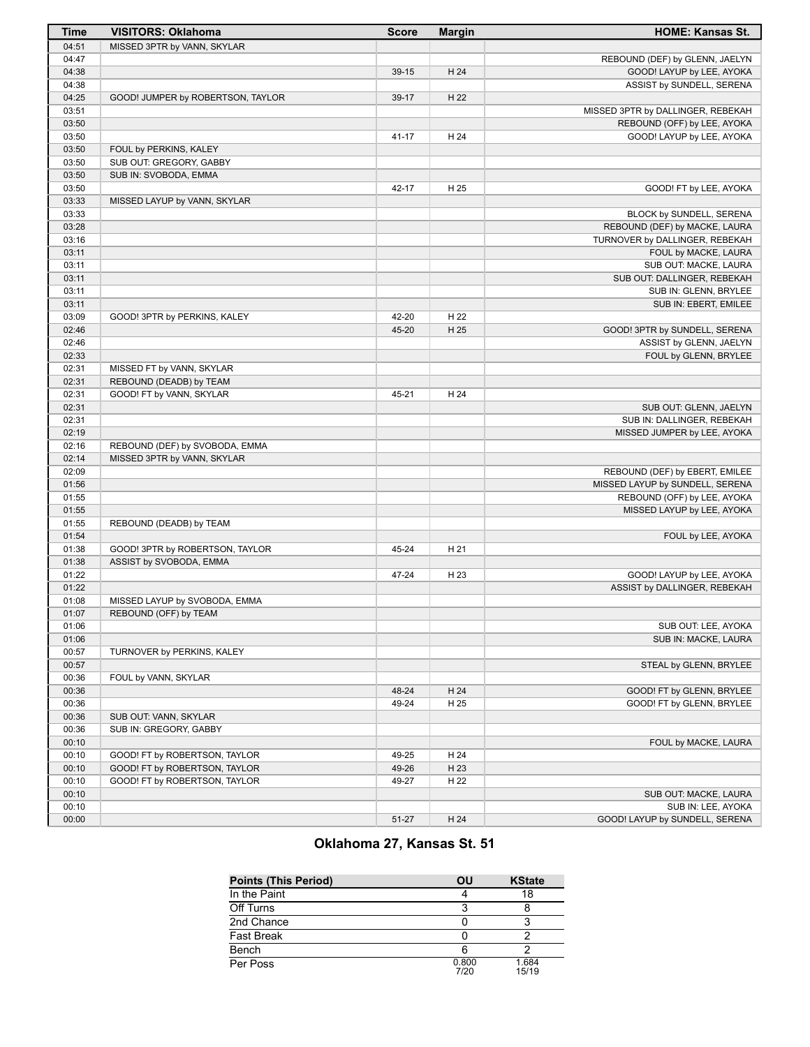| Time | VISITORS: Oklahoma | Score | Margin | HOME: Kansas St. |
|---|---|---|---|---|
| 04:51 | MISSED 3PTR by VANN, SKYLAR | | | |
| 04:47 | | | | REBOUND (DEF) by GLENN, JAELYN |
| 04:38 | | 39-15 | H 24 | GOOD! LAYUP by LEE, AYOKA |
| 04:38 | | | | ASSIST by SUNDELL, SERENA |
| 04:25 | GOOD! JUMPER by ROBERTSON, TAYLOR | 39-17 | H 22 | |
| 03:51 | | | | MISSED 3PTR by DALLINGER, REBEKAH |
| 03:50 | | | | REBOUND (OFF) by LEE, AYOKA |
| 03:50 | | 41-17 | H 24 | GOOD! LAYUP by LEE, AYOKA |
| 03:50 | FOUL by PERKINS, KALEY | | | |
| 03:50 | SUB OUT: GREGORY, GABBY | | | |
| 03:50 | SUB IN: SVOBODA, EMMA | | | |
| 03:50 | | 42-17 | H 25 | GOOD! FT by LEE, AYOKA |
| 03:33 | MISSED LAYUP by VANN, SKYLAR | | | |
| 03:33 | | | | BLOCK by SUNDELL, SERENA |
| 03:28 | | | | REBOUND (DEF) by MACKE, LAURA |
| 03:16 | | | | TURNOVER by DALLINGER, REBEKAH |
| 03:11 | | | | FOUL by MACKE, LAURA |
| 03:11 | | | | SUB OUT: MACKE, LAURA |
| 03:11 | | | | SUB OUT: DALLINGER, REBEKAH |
| 03:11 | | | | SUB IN: GLENN, BRYLEE |
| 03:11 | | | | SUB IN: EBERT, EMILEE |
| 03:09 | GOOD! 3PTR by PERKINS, KALEY | 42-20 | H 22 | |
| 02:46 | | 45-20 | H 25 | GOOD! 3PTR by SUNDELL, SERENA |
| 02:46 | | | | ASSIST by GLENN, JAELYN |
| 02:33 | | | | FOUL by GLENN, BRYLEE |
| 02:31 | MISSED FT by VANN, SKYLAR | | | |
| 02:31 | REBOUND (DEADB) by TEAM | | | |
| 02:31 | GOOD! FT by VANN, SKYLAR | 45-21 | H 24 | |
| 02:31 | | | | SUB OUT: GLENN, JAELYN |
| 02:31 | | | | SUB IN: DALLINGER, REBEKAH |
| 02:19 | | | | MISSED JUMPER by LEE, AYOKA |
| 02:16 | REBOUND (DEF) by SVOBODA, EMMA | | | |
| 02:14 | MISSED 3PTR by VANN, SKYLAR | | | |
| 02:09 | | | | REBOUND (DEF) by EBERT, EMILEE |
| 01:56 | | | | MISSED LAYUP by SUNDELL, SERENA |
| 01:55 | | | | REBOUND (OFF) by LEE, AYOKA |
| 01:55 | | | | MISSED LAYUP by LEE, AYOKA |
| 01:55 | REBOUND (DEADB) by TEAM | | | |
| 01:54 | | | | FOUL by LEE, AYOKA |
| 01:38 | GOOD! 3PTR by ROBERTSON, TAYLOR | 45-24 | H 21 | |
| 01:38 | ASSIST by SVOBODA, EMMA | | | |
| 01:22 | | 47-24 | H 23 | GOOD! LAYUP by LEE, AYOKA |
| 01:22 | | | | ASSIST by DALLINGER, REBEKAH |
| 01:08 | MISSED LAYUP by SVOBODA, EMMA | | | |
| 01:07 | REBOUND (OFF) by TEAM | | | |
| 01:06 | | | | SUB OUT: LEE, AYOKA |
| 01:06 | | | | SUB IN: MACKE, LAURA |
| 00:57 | TURNOVER by PERKINS, KALEY | | | |
| 00:57 | | | | STEAL by GLENN, BRYLEE |
| 00:36 | FOUL by VANN, SKYLAR | | | |
| 00:36 | | 48-24 | H 24 | GOOD! FT by GLENN, BRYLEE |
| 00:36 | | 49-24 | H 25 | GOOD! FT by GLENN, BRYLEE |
| 00:36 | SUB OUT: VANN, SKYLAR | | | |
| 00:36 | SUB IN: GREGORY, GABBY | | | |
| 00:10 | | | | FOUL by MACKE, LAURA |
| 00:10 | GOOD! FT by ROBERTSON, TAYLOR | 49-25 | H 24 | |
| 00:10 | GOOD! FT by ROBERTSON, TAYLOR | 49-26 | H 23 | |
| 00:10 | GOOD! FT by ROBERTSON, TAYLOR | 49-27 | H 22 | |
| 00:10 | | | | SUB OUT: MACKE, LAURA |
| 00:10 | | | | SUB IN: LEE, AYOKA |
| 00:00 | | 51-27 | H 24 | GOOD! LAYUP by SUNDELL, SERENA |

## Oklahoma 27, Kansas St. 51

| Points (This Period) | OU | KState |
|---|---|---|
| In the Paint | 4 | 18 |
| Off Turns | 3 | 8 |
| 2nd Chance | 0 | 3 |
| Fast Break | 0 | 2 |
| Bench | 6 | 2 |
| Per Poss | 0.800 7/20 | 1.684 15/19 |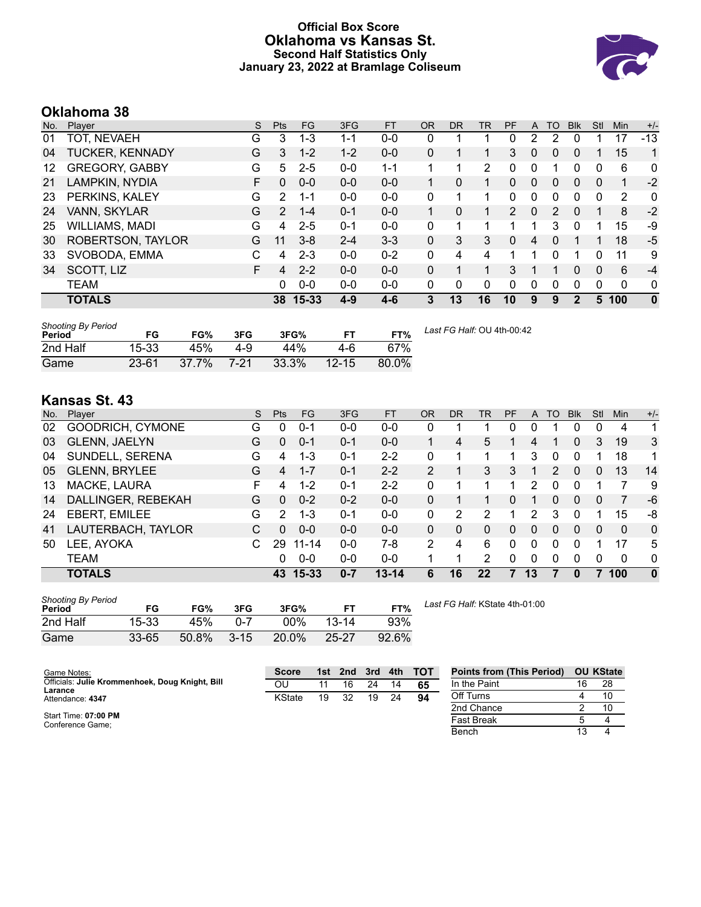# Official Box Score
## Oklahoma vs Kansas St.
### Second Half Statistics Only
### January 23, 2022 at Bramlage Coliseum

## Oklahoma 38

| No. | Player | S | Pts | FG | 3FG | FT | OR | DR | TR | PF | A | TO | Blk | Stl | Min | +/- |
|---|---|---|---|---|---|---|---|---|---|---|---|---|---|---|---|---|
| 01 | TOT, NEVAEH | G | 3 | 1-3 | 1-1 | 0-0 | 0 | 1 | 1 | 0 | 2 | 2 | 0 | 1 | 17 | -13 |
| 04 | TUCKER, KENNADY | G | 3 | 1-2 | 1-2 | 0-0 | 0 | 1 | 1 | 3 | 0 | 0 | 0 | 1 | 15 | 1 |
| 12 | GREGORY, GABBY | G | 5 | 2-5 | 0-0 | 1-1 | 1 | 1 | 2 | 0 | 0 | 1 | 0 | 0 | 6 | 0 |
| 21 | LAMPKIN, NYDIA | F | 0 | 0-0 | 0-0 | 0-0 | 1 | 0 | 1 | 0 | 0 | 0 | 0 | 0 | 1 | -2 |
| 23 | PERKINS, KALEY | G | 2 | 1-1 | 0-0 | 0-0 | 0 | 1 | 1 | 0 | 0 | 0 | 0 | 0 | 2 | 0 |
| 24 | VANN, SKYLAR | G | 2 | 1-4 | 0-1 | 0-0 | 1 | 0 | 1 | 2 | 0 | 2 | 0 | 1 | 8 | -2 |
| 25 | WILLIAMS, MADI | G | 4 | 2-5 | 0-1 | 0-0 | 0 | 1 | 1 | 1 | 1 | 3 | 0 | 1 | 15 | -9 |
| 30 | ROBERTSON, TAYLOR | G | 11 | 3-8 | 2-4 | 3-3 | 0 | 3 | 3 | 0 | 4 | 0 | 1 | 1 | 18 | -5 |
| 33 | SVOBODA, EMMA | C | 4 | 2-3 | 0-0 | 0-2 | 0 | 4 | 4 | 1 | 1 | 0 | 1 | 0 | 11 | 9 |
| 34 | SCOTT, LIZ | F | 4 | 2-2 | 0-0 | 0-0 | 0 | 1 | 1 | 3 | 1 | 1 | 0 | 0 | 6 | -4 |
| | TEAM | | 0 | 0-0 | 0-0 | 0-0 | 0 | 0 | 0 | 0 | 0 | 0 | 0 | 0 | 0 | 0 |
| | **TOTALS** | | **38** | **15-33** | **4-9** | **4-6** | **3** | **13** | **16** | **10** | **9** | **9** | **2** | **5** | **100** | **0** |

*Shooting By Period*

| Period | FG | FG% | 3FG | 3FG% | FT | FT% |
|---|---|---|---|---|---|---|
| 2nd Half | 15-33 | 45% | 4-9 | 44% | 4-6 | 67% |
| Game | 23-61 | 37.7% | 7-21 | 33.3% | 12-15 | 80.0% |

*Last FG Half:* OU 4th-00:42

## Kansas St. 43

| No. | Player | S | Pts | FG | 3FG | FT | OR | DR | TR | PF | A | TO | Blk | Stl | Min | +/- |
|---|---|---|---|---|---|---|---|---|---|---|---|---|---|---|---|---|
| 02 | GOODRICH, CYMONE | G | 0 | 0-1 | 0-0 | 0-0 | 0 | 1 | 1 | 0 | 0 | 1 | 0 | 0 | 4 | 1 |
| 03 | GLENN, JAELYN | G | 0 | 0-1 | 0-1 | 0-0 | 1 | 4 | 5 | 1 | 4 | 1 | 0 | 3 | 19 | 3 |
| 04 | SUNDELL, SERENA | G | 4 | 1-3 | 0-1 | 2-2 | 0 | 1 | 1 | 1 | 3 | 0 | 0 | 1 | 18 | 1 |
| 05 | GLENN, BRYLEE | G | 4 | 1-7 | 0-1 | 2-2 | 2 | 1 | 3 | 3 | 1 | 2 | 0 | 0 | 13 | 14 |
| 13 | MACKE, LAURA | F | 4 | 1-2 | 0-1 | 2-2 | 0 | 1 | 1 | 1 | 2 | 0 | 0 | 1 | 7 | 9 |
| 14 | DALLINGER, REBEKAH | G | 0 | 0-2 | 0-2 | 0-0 | 0 | 1 | 1 | 0 | 1 | 0 | 0 | 0 | 7 | -6 |
| 24 | EBERT, EMILEE | G | 2 | 1-3 | 0-1 | 0-0 | 0 | 2 | 2 | 1 | 2 | 3 | 0 | 1 | 15 | -8 |
| 41 | LAUTERBACH, TAYLOR | C | 0 | 0-0 | 0-0 | 0-0 | 0 | 0 | 0 | 0 | 0 | 0 | 0 | 0 | 0 | 0 |
| 50 | LEE, AYOKA | C | 29 | 11-14 | 0-0 | 7-8 | 2 | 4 | 6 | 0 | 0 | 0 | 0 | 1 | 17 | 5 |
| | TEAM | | 0 | 0-0 | 0-0 | 0-0 | 1 | 1 | 2 | 0 | 0 | 0 | 0 | 0 | 0 | 0 |
| | **TOTALS** | | **43** | **15-33** | **0-7** | **13-14** | **6** | **16** | **22** | **7** | **13** | **7** | **0** | **7** | **100** | **0** |

*Shooting By Period*

| Period | FG | FG% | 3FG | 3FG% | FT | FT% |
|---|---|---|---|---|---|---|
| 2nd Half | 15-33 | 45% | 0-7 | 00% | 13-14 | 93% |
| Game | 33-65 | 50.8% | 3-15 | 20.0% | 25-27 | 92.6% |

*Last FG Half:* KState 4th-01:00

Game Notes:
Officials: **Julie Krommenhoek, Doug Knight, Bill Larance**
Attendance: **4347**

Start Time: **07:00 PM**
Conference Game;

| Score | 1st | 2nd | 3rd | 4th | TOT |
|---|---|---|---|---|---|
| OU | 11 | 16 | 24 | 14 | **65** |
| KState | 19 | 32 | 19 | 24 | **94** |

| Points from (This Period) | OU | KState |
|---|---|---|
| In the Paint | 16 | 28 |
| Off Turns | 4 | 10 |
| 2nd Chance | 2 | 10 |
| Fast Break | 5 | 4 |
| Bench | 13 | 4 |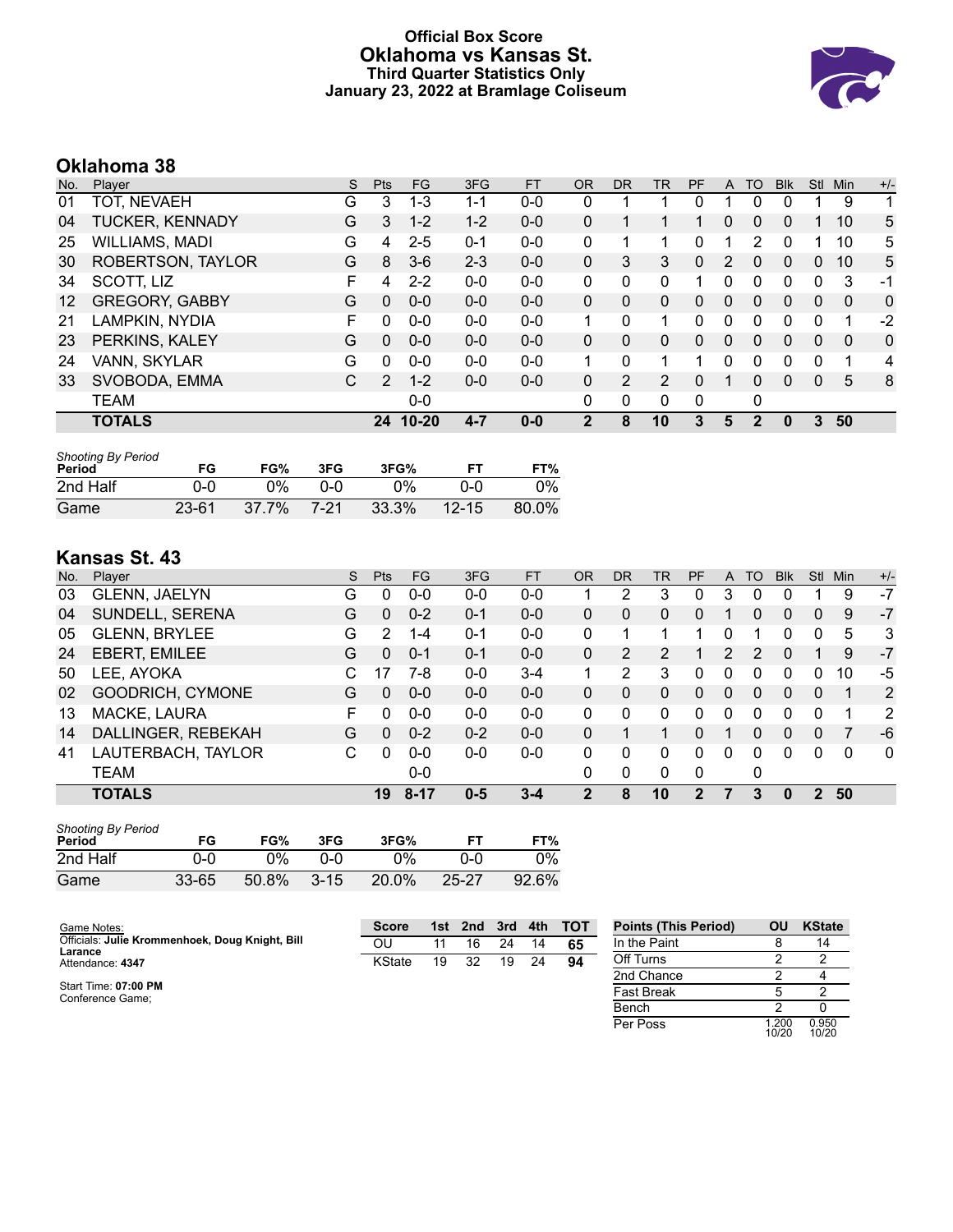# Official Box Score
## Oklahoma vs Kansas St.
### Third Quarter Statistics Only
### January 23, 2022 at Bramlage Coliseum

## Oklahoma 38

| No. | Player | S | Pts | FG | 3FG | FT | OR | DR | TR | PF | A | TO | Blk | Stl | Min | +/- |
|---|---|---|---|---|---|---|---|---|---|---|---|---|---|---|---|---|
| 01 | TOT, NEVAEH | G | 3 | 1-3 | 1-1 | 0-0 | 0 | 1 | 1 | 0 | 1 | 0 | 0 | 1 | 9 | 1 |
| 04 | TUCKER, KENNADY | G | 3 | 1-2 | 1-2 | 0-0 | 0 | 1 | 1 | 1 | 0 | 0 | 0 | 1 | 10 | 5 |
| 25 | WILLIAMS, MADI | G | 4 | 2-5 | 0-1 | 0-0 | 0 | 1 | 1 | 0 | 1 | 2 | 0 | 1 | 10 | 5 |
| 30 | ROBERTSON, TAYLOR | G | 8 | 3-6 | 2-3 | 0-0 | 0 | 3 | 3 | 0 | 2 | 0 | 0 | 0 | 10 | 5 |
| 34 | SCOTT, LIZ | F | 4 | 2-2 | 0-0 | 0-0 | 0 | 0 | 0 | 1 | 0 | 0 | 0 | 0 | 3 | -1 |
| 12 | GREGORY, GABBY | G | 0 | 0-0 | 0-0 | 0-0 | 0 | 0 | 0 | 0 | 0 | 0 | 0 | 0 | 0 | 0 |
| 21 | LAMPKIN, NYDIA | F | 0 | 0-0 | 0-0 | 0-0 | 1 | 0 | 1 | 0 | 0 | 0 | 0 | 0 | 1 | -2 |
| 23 | PERKINS, KALEY | G | 0 | 0-0 | 0-0 | 0-0 | 0 | 0 | 0 | 0 | 0 | 0 | 0 | 0 | 0 | 0 |
| 24 | VANN, SKYLAR | G | 0 | 0-0 | 0-0 | 0-0 | 1 | 0 | 1 | 1 | 0 | 0 | 0 | 0 | 1 | 4 |
| 33 | SVOBODA, EMMA | C | 2 | 1-2 | 0-0 | 0-0 | 0 | 2 | 2 | 0 | 1 | 0 | 0 | 0 | 5 | 8 |
| | TEAM | | | 0-0 | | | 0 | 0 | 0 | 0 | | 0 | | | | |
| | **TOTALS** | | **24** | **10-20** | **4-7** | **0-0** | **2** | **8** | **10** | **3** | **5** | **2** | **0** | **3** | **50** | |

*Shooting By Period*

| Period | FG | FG% | 3FG | 3FG% | FT | FT% |
|---|---|---|---|---|---|---|
| 2nd Half | 0-0 | 0% | 0-0 | 0% | 0-0 | 0% |
| Game | 23-61 | 37.7% | 7-21 | 33.3% | 12-15 | 80.0% |

## Kansas St. 43

| No. | Player | S | Pts | FG | 3FG | FT | OR | DR | TR | PF | A | TO | Blk | Stl | Min | +/- |
|---|---|---|---|---|---|---|---|---|---|---|---|---|---|---|---|---|
| 03 | GLENN, JAELYN | G | 0 | 0-0 | 0-0 | 0-0 | 1 | 2 | 3 | 0 | 3 | 0 | 0 | 1 | 9 | -7 |
| 04 | SUNDELL, SERENA | G | 0 | 0-2 | 0-1 | 0-0 | 0 | 0 | 0 | 0 | 1 | 0 | 0 | 0 | 9 | -7 |
| 05 | GLENN, BRYLEE | G | 2 | 1-4 | 0-1 | 0-0 | 0 | 1 | 1 | 1 | 0 | 1 | 0 | 0 | 5 | 3 |
| 24 | EBERT, EMILEE | G | 0 | 0-1 | 0-1 | 0-0 | 0 | 2 | 2 | 1 | 2 | 2 | 0 | 1 | 9 | -7 |
| 50 | LEE, AYOKA | C | 17 | 7-8 | 0-0 | 3-4 | 1 | 2 | 3 | 0 | 0 | 0 | 0 | 0 | 10 | -5 |
| 02 | GOODRICH, CYMONE | G | 0 | 0-0 | 0-0 | 0-0 | 0 | 0 | 0 | 0 | 0 | 0 | 0 | 0 | 1 | 2 |
| 13 | MACKE, LAURA | F | 0 | 0-0 | 0-0 | 0-0 | 0 | 0 | 0 | 0 | 0 | 0 | 0 | 0 | 1 | 2 |
| 14 | DALLINGER, REBEKAH | G | 0 | 0-2 | 0-2 | 0-0 | 0 | 1 | 1 | 0 | 1 | 0 | 0 | 0 | 7 | -6 |
| 41 | LAUTERBACH, TAYLOR | C | 0 | 0-0 | 0-0 | 0-0 | 0 | 0 | 0 | 0 | 0 | 0 | 0 | 0 | 0 | 0 |
| | TEAM | | | 0-0 | | | 0 | 0 | 0 | 0 | | 0 | | | | |
| | **TOTALS** | | **19** | **8-17** | **0-5** | **3-4** | **2** | **8** | **10** | **2** | **7** | **3** | **0** | **2** | **50** | |

*Shooting By Period*

| Period | FG | FG% | 3FG | 3FG% | FT | FT% |
|---|---|---|---|---|---|---|
| 2nd Half | 0-0 | 0% | 0-0 | 0% | 0-0 | 0% |
| Game | 33-65 | 50.8% | 3-15 | 20.0% | 25-27 | 92.6% |

Game Notes:
Officials: **Julie Krommenhoek, Doug Knight, Bill Larance**
Attendance: **4347**

Start Time: **07:00 PM**
Conference Game;

| Score | 1st | 2nd | 3rd | 4th | TOT |
|---|---|---|---|---|---|
| OU | 11 | 16 | 24 | 14 | **65** |
| KState | 19 | 32 | 19 | 24 | **94** |

| Points (This Period) | OU | KState |
|---|---|---|
| In the Paint | 8 | 14 |
| Off Turns | 2 | 2 |
| 2nd Chance | 2 | 4 |
| Fast Break | 5 | 2 |
| Bench | 2 | 0 |
| Per Poss | 1.200 10/20 | 0.950 10/20 |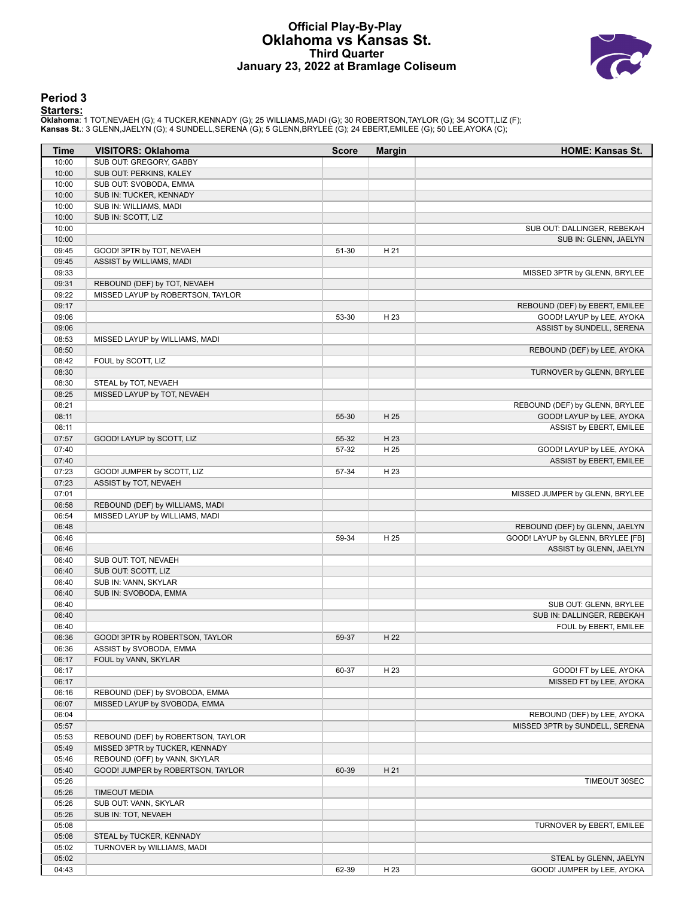# Official Play-By-Play
# Oklahoma vs Kansas St.
### Third Quarter
### January 23, 2022 at Bramlage Coliseum

## Period 3

**Starters:**

**Oklahoma**: 1 TOT,NEVAEH (G); 4 TUCKER,KENNADY (G); 25 WILLIAMS,MADI (G); 30 ROBERTSON,TAYLOR (G); 34 SCOTT,LIZ (F);
**Kansas St.**: 3 GLENN,JAELYN (G); 4 SUNDELL,SERENA (G); 5 GLENN,BRYLEE (G); 24 EBERT,EMILEE (G); 50 LEE,AYOKA (C);

| Time | VISITORS: Oklahoma | Score | Margin | HOME: Kansas St. |
|---|---|---|---|---|
| 10:00 | SUB OUT: GREGORY, GABBY | | | |
| 10:00 | SUB OUT: PERKINS, KALEY | | | |
| 10:00 | SUB OUT: SVOBODA, EMMA | | | |
| 10:00 | SUB IN: TUCKER, KENNADY | | | |
| 10:00 | SUB IN: WILLIAMS, MADI | | | |
| 10:00 | SUB IN: SCOTT, LIZ | | | |
| 10:00 | | | | SUB OUT: DALLINGER, REBEKAH |
| 10:00 | | | | SUB IN: GLENN, JAELYN |
| 09:45 | GOOD! 3PTR by TOT, NEVAEH | 51-30 | H 21 | |
| 09:45 | ASSIST by WILLIAMS, MADI | | | |
| 09:33 | | | | MISSED 3PTR by GLENN, BRYLEE |
| 09:31 | REBOUND (DEF) by TOT, NEVAEH | | | |
| 09:22 | MISSED LAYUP by ROBERTSON, TAYLOR | | | |
| 09:17 | | | | REBOUND (DEF) by EBERT, EMILEE |
| 09:06 | | 53-30 | H 23 | GOOD! LAYUP by LEE, AYOKA |
| 09:06 | | | | ASSIST by SUNDELL, SERENA |
| 08:53 | MISSED LAYUP by WILLIAMS, MADI | | | |
| 08:50 | | | | REBOUND (DEF) by LEE, AYOKA |
| 08:42 | FOUL by SCOTT, LIZ | | | |
| 08:30 | | | | TURNOVER by GLENN, BRYLEE |
| 08:30 | STEAL by TOT, NEVAEH | | | |
| 08:25 | MISSED LAYUP by TOT, NEVAEH | | | |
| 08:21 | | | | REBOUND (DEF) by GLENN, BRYLEE |
| 08:11 | | 55-30 | H 25 | GOOD! LAYUP by LEE, AYOKA |
| 08:11 | | | | ASSIST by EBERT, EMILEE |
| 07:57 | GOOD! LAYUP by SCOTT, LIZ | 55-32 | H 23 | |
| 07:40 | | 57-32 | H 25 | GOOD! LAYUP by LEE, AYOKA |
| 07:40 | | | | ASSIST by EBERT, EMILEE |
| 07:23 | GOOD! JUMPER by SCOTT, LIZ | 57-34 | H 23 | |
| 07:23 | ASSIST by TOT, NEVAEH | | | |
| 07:01 | | | | MISSED JUMPER by GLENN, BRYLEE |
| 06:58 | REBOUND (DEF) by WILLIAMS, MADI | | | |
| 06:54 | MISSED LAYUP by WILLIAMS, MADI | | | |
| 06:48 | | | | REBOUND (DEF) by GLENN, JAELYN |
| 06:46 | | 59-34 | H 25 | GOOD! LAYUP by GLENN, BRYLEE [FB] |
| 06:46 | | | | ASSIST by GLENN, JAELYN |
| 06:40 | SUB OUT: TOT, NEVAEH | | | |
| 06:40 | SUB OUT: SCOTT, LIZ | | | |
| 06:40 | SUB IN: VANN, SKYLAR | | | |
| 06:40 | SUB IN: SVOBODA, EMMA | | | |
| 06:40 | | | | SUB OUT: GLENN, BRYLEE |
| 06:40 | | | | SUB IN: DALLINGER, REBEKAH |
| 06:40 | | | | FOUL by EBERT, EMILEE |
| 06:36 | GOOD! 3PTR by ROBERTSON, TAYLOR | 59-37 | H 22 | |
| 06:36 | ASSIST by SVOBODA, EMMA | | | |
| 06:17 | FOUL by VANN, SKYLAR | | | |
| 06:17 | | 60-37 | H 23 | GOOD! FT by LEE, AYOKA |
| 06:17 | | | | MISSED FT by LEE, AYOKA |
| 06:16 | REBOUND (DEF) by SVOBODA, EMMA | | | |
| 06:07 | MISSED LAYUP by SVOBODA, EMMA | | | |
| 06:04 | | | | REBOUND (DEF) by LEE, AYOKA |
| 05:57 | | | | MISSED 3PTR by SUNDELL, SERENA |
| 05:53 | REBOUND (DEF) by ROBERTSON, TAYLOR | | | |
| 05:49 | MISSED 3PTR by TUCKER, KENNADY | | | |
| 05:46 | REBOUND (OFF) by VANN, SKYLAR | | | |
| 05:40 | GOOD! JUMPER by ROBERTSON, TAYLOR | 60-39 | H 21 | |
| 05:26 | | | | TIMEOUT 30SEC |
| 05:26 | TIMEOUT MEDIA | | | |
| 05:26 | SUB OUT: VANN, SKYLAR | | | |
| 05:26 | SUB IN: TOT, NEVAEH | | | |
| 05:08 | | | | TURNOVER by EBERT, EMILEE |
| 05:08 | STEAL by TUCKER, KENNADY | | | |
| 05:02 | TURNOVER by WILLIAMS, MADI | | | |
| 05:02 | | | | STEAL by GLENN, JAELYN |
| 04:43 | | 62-39 | H 23 | GOOD! JUMPER by LEE, AYOKA |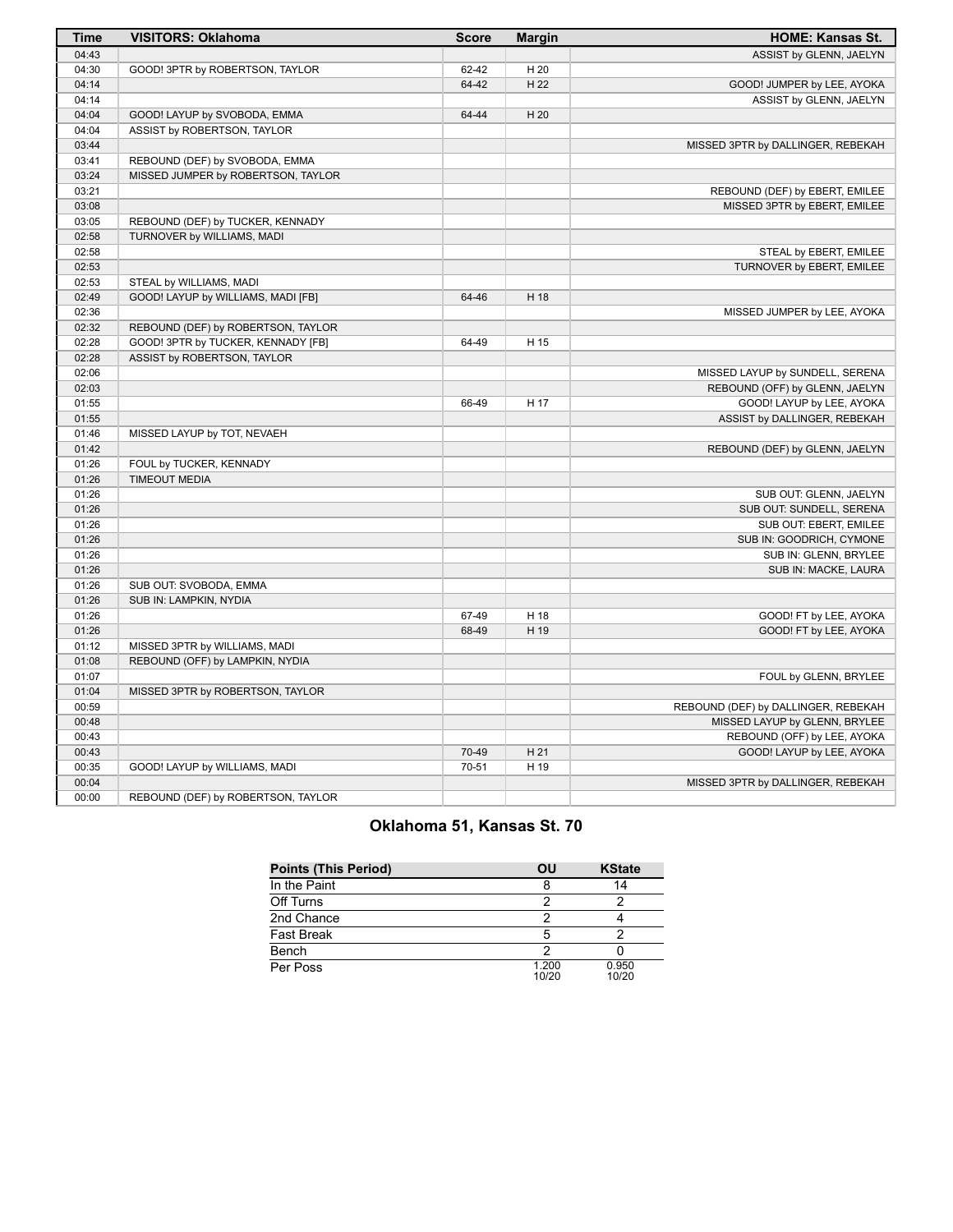| Time | VISITORS: Oklahoma | Score | Margin | HOME: Kansas St. |
|---|---|---|---|---|
| 04:43 | | | | ASSIST by GLENN, JAELYN |
| 04:30 | GOOD! 3PTR by ROBERTSON, TAYLOR | 62-42 | H 20 | |
| 04:14 | | 64-42 | H 22 | GOOD! JUMPER by LEE, AYOKA |
| 04:14 | | | | ASSIST by GLENN, JAELYN |
| 04:04 | GOOD! LAYUP by SVOBODA, EMMA | 64-44 | H 20 | |
| 04:04 | ASSIST by ROBERTSON, TAYLOR | | | |
| 03:44 | | | | MISSED 3PTR by DALLINGER, REBEKAH |
| 03:41 | REBOUND (DEF) by SVOBODA, EMMA | | | |
| 03:24 | MISSED JUMPER by ROBERTSON, TAYLOR | | | |
| 03:21 | | | | REBOUND (DEF) by EBERT, EMILEE |
| 03:08 | | | | MISSED 3PTR by EBERT, EMILEE |
| 03:05 | REBOUND (DEF) by TUCKER, KENNADY | | | |
| 02:58 | TURNOVER by WILLIAMS, MADI | | | |
| 02:58 | | | | STEAL by EBERT, EMILEE |
| 02:53 | | | | TURNOVER by EBERT, EMILEE |
| 02:53 | STEAL by WILLIAMS, MADI | | | |
| 02:49 | GOOD! LAYUP by WILLIAMS, MADI [FB] | 64-46 | H 18 | |
| 02:36 | | | | MISSED JUMPER by LEE, AYOKA |
| 02:32 | REBOUND (DEF) by ROBERTSON, TAYLOR | | | |
| 02:28 | GOOD! 3PTR by TUCKER, KENNADY [FB] | 64-49 | H 15 | |
| 02:28 | ASSIST by ROBERTSON, TAYLOR | | | |
| 02:06 | | | | MISSED LAYUP by SUNDELL, SERENA |
| 02:03 | | | | REBOUND (OFF) by GLENN, JAELYN |
| 01:55 | | 66-49 | H 17 | GOOD! LAYUP by LEE, AYOKA |
| 01:55 | | | | ASSIST by DALLINGER, REBEKAH |
| 01:46 | MISSED LAYUP by TOT, NEVAEH | | | |
| 01:42 | | | | REBOUND (DEF) by GLENN, JAELYN |
| 01:26 | FOUL by TUCKER, KENNADY | | | |
| 01:26 | TIMEOUT MEDIA | | | |
| 01:26 | | | | SUB OUT: GLENN, JAELYN |
| 01:26 | | | | SUB OUT: SUNDELL, SERENA |
| 01:26 | | | | SUB OUT: EBERT, EMILEE |
| 01:26 | | | | SUB IN: GOODRICH, CYMONE |
| 01:26 | | | | SUB IN: GLENN, BRYLEE |
| 01:26 | | | | SUB IN: MACKE, LAURA |
| 01:26 | SUB OUT: SVOBODA, EMMA | | | |
| 01:26 | SUB IN: LAMPKIN, NYDIA | | | |
| 01:26 | | 67-49 | H 18 | GOOD! FT by LEE, AYOKA |
| 01:26 | | 68-49 | H 19 | GOOD! FT by LEE, AYOKA |
| 01:12 | MISSED 3PTR by WILLIAMS, MADI | | | |
| 01:08 | REBOUND (OFF) by LAMPKIN, NYDIA | | | |
| 01:07 | | | | FOUL by GLENN, BRYLEE |
| 01:04 | MISSED 3PTR by ROBERTSON, TAYLOR | | | |
| 00:59 | | | | REBOUND (DEF) by DALLINGER, REBEKAH |
| 00:48 | | | | MISSED LAYUP by GLENN, BRYLEE |
| 00:43 | | | | REBOUND (OFF) by LEE, AYOKA |
| 00:43 | | 70-49 | H 21 | GOOD! LAYUP by LEE, AYOKA |
| 00:35 | GOOD! LAYUP by WILLIAMS, MADI | 70-51 | H 19 | |
| 00:04 | | | | MISSED 3PTR by DALLINGER, REBEKAH |
| 00:00 | REBOUND (DEF) by ROBERTSON, TAYLOR | | | |

## Oklahoma 51, Kansas St. 70

| Points (This Period) | OU | KState |
|---|---|---|
| In the Paint | 8 | 14 |
| Off Turns | 2 | 2 |
| 2nd Chance | 2 | 4 |
| Fast Break | 5 | 2 |
| Bench | 2 | 0 |
| Per Poss | 1.200 10/20 | 0.950 10/20 |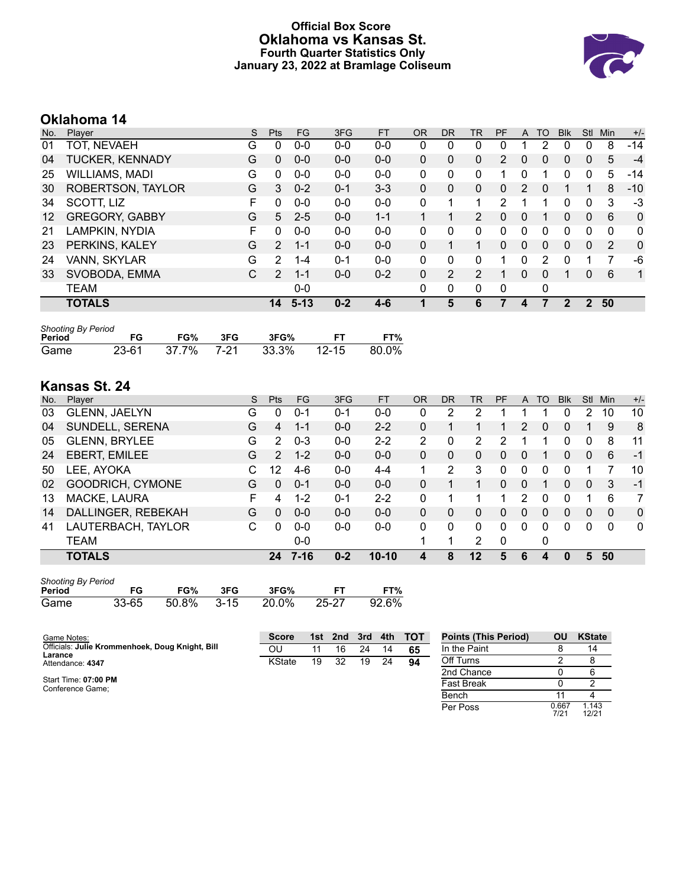# Official Box Score
## Oklahoma vs Kansas St.
### Fourth Quarter Statistics Only
### January 23, 2022 at Bramlage Coliseum

## Oklahoma 14

| No. | Player | S | Pts | FG | 3FG | FT | OR | DR | TR | PF | A | TO | Blk | Stl | Min | +/- |
|---|---|---|---|---|---|---|---|---|---|---|---|---|---|---|---|---|
| 01 | TOT, NEVAEH | G | 0 | 0-0 | 0-0 | 0-0 | 0 | 0 | 0 | 0 | 1 | 2 | 0 | 0 | 8 | -14 |
| 04 | TUCKER, KENNADY | G | 0 | 0-0 | 0-0 | 0-0 | 0 | 0 | 0 | 2 | 0 | 0 | 0 | 0 | 5 | -4 |
| 25 | WILLIAMS, MADI | G | 0 | 0-0 | 0-0 | 0-0 | 0 | 0 | 0 | 1 | 0 | 1 | 0 | 0 | 5 | -14 |
| 30 | ROBERTSON, TAYLOR | G | 3 | 0-2 | 0-1 | 3-3 | 0 | 0 | 0 | 0 | 2 | 0 | 1 | 1 | 8 | -10 |
| 34 | SCOTT, LIZ | F | 0 | 0-0 | 0-0 | 0-0 | 0 | 1 | 1 | 2 | 1 | 1 | 0 | 0 | 3 | -3 |
| 12 | GREGORY, GABBY | G | 5 | 2-5 | 0-0 | 1-1 | 1 | 1 | 2 | 0 | 0 | 1 | 0 | 0 | 6 | 0 |
| 21 | LAMPKIN, NYDIA | F | 0 | 0-0 | 0-0 | 0-0 | 0 | 0 | 0 | 0 | 0 | 0 | 0 | 0 | 0 | 0 |
| 23 | PERKINS, KALEY | G | 2 | 1-1 | 0-0 | 0-0 | 0 | 1 | 1 | 0 | 0 | 0 | 0 | 0 | 2 | 0 |
| 24 | VANN, SKYLAR | G | 2 | 1-4 | 0-1 | 0-0 | 0 | 0 | 0 | 1 | 0 | 2 | 0 | 1 | 7 | -6 |
| 33 | SVOBODA, EMMA | C | 2 | 1-1 | 0-0 | 0-2 | 0 | 2 | 2 | 1 | 0 | 0 | 1 | 0 | 6 | 1 |
| | TEAM | | | 0-0 | | | 0 | 0 | 0 | 0 | | 0 | | | | |
| | **TOTALS** | | **14** | **5-13** | **0-2** | **4-6** | **1** | **5** | **6** | **7** | **4** | **7** | **2** | **2** | **50** | |

*Shooting By Period*

| Period | FG | FG% | 3FG | 3FG% | FT | FT% |
|---|---|---|---|---|---|---|
| Game | 23-61 | 37.7% | 7-21 | 33.3% | 12-15 | 80.0% |

## Kansas St. 24

| No. | Player | S | Pts | FG | 3FG | FT | OR | DR | TR | PF | A | TO | Blk | Stl | Min | +/- |
|---|---|---|---|---|---|---|---|---|---|---|---|---|---|---|---|---|
| 03 | GLENN, JAELYN | G | 0 | 0-1 | 0-1 | 0-0 | 0 | 2 | 2 | 1 | 1 | 1 | 0 | 2 | 10 | 10 |
| 04 | SUNDELL, SERENA | G | 4 | 1-1 | 0-0 | 2-2 | 0 | 1 | 1 | 1 | 2 | 0 | 0 | 1 | 9 | 8 |
| 05 | GLENN, BRYLEE | G | 2 | 0-3 | 0-0 | 2-2 | 2 | 0 | 2 | 2 | 1 | 1 | 0 | 0 | 8 | 11 |
| 24 | EBERT, EMILEE | G | 2 | 1-2 | 0-0 | 0-0 | 0 | 0 | 0 | 0 | 0 | 1 | 0 | 0 | 6 | -1 |
| 50 | LEE, AYOKA | C | 12 | 4-6 | 0-0 | 4-4 | 1 | 2 | 3 | 0 | 0 | 0 | 0 | 1 | 7 | 10 |
| 02 | GOODRICH, CYMONE | G | 0 | 0-1 | 0-0 | 0-0 | 0 | 1 | 1 | 0 | 0 | 1 | 0 | 0 | 3 | -1 |
| 13 | MACKE, LAURA | F | 4 | 1-2 | 0-1 | 2-2 | 0 | 1 | 1 | 1 | 2 | 0 | 0 | 1 | 6 | 7 |
| 14 | DALLINGER, REBEKAH | G | 0 | 0-0 | 0-0 | 0-0 | 0 | 0 | 0 | 0 | 0 | 0 | 0 | 0 | 0 | 0 |
| 41 | LAUTERBACH, TAYLOR | C | 0 | 0-0 | 0-0 | 0-0 | 0 | 0 | 0 | 0 | 0 | 0 | 0 | 0 | 0 | 0 |
| | TEAM | | | 0-0 | | | 1 | 1 | 2 | 0 | | 0 | | | | |
| | **TOTALS** | | **24** | **7-16** | **0-2** | **10-10** | **4** | **8** | **12** | **5** | **6** | **4** | **0** | **5** | **50** | |

*Shooting By Period*

| Period | FG | FG% | 3FG | 3FG% | FT | FT% |
|---|---|---|---|---|---|---|
| Game | 33-65 | 50.8% | 3-15 | 20.0% | 25-27 | 92.6% |

Game Notes:
Officials: **Julie Krommenhoek, Doug Knight, Bill Larance**
Attendance: **4347**

Start Time: **07:00 PM**
Conference Game;

| Score | 1st | 2nd | 3rd | 4th | TOT |
|---|---|---|---|---|---|
| OU | 11 | 16 | 24 | 14 | **65** |
| KState | 19 | 32 | 19 | 24 | **94** |

| Points (This Period) | OU | KState |
|---|---|---|
| In the Paint | 8 | 14 |
| Off Turns | 2 | 8 |
| 2nd Chance | 0 | 6 |
| Fast Break | 0 | 2 |
| Bench | 11 | 4 |
| Per Poss | 0.667 7/21 | 1.143 12/21 |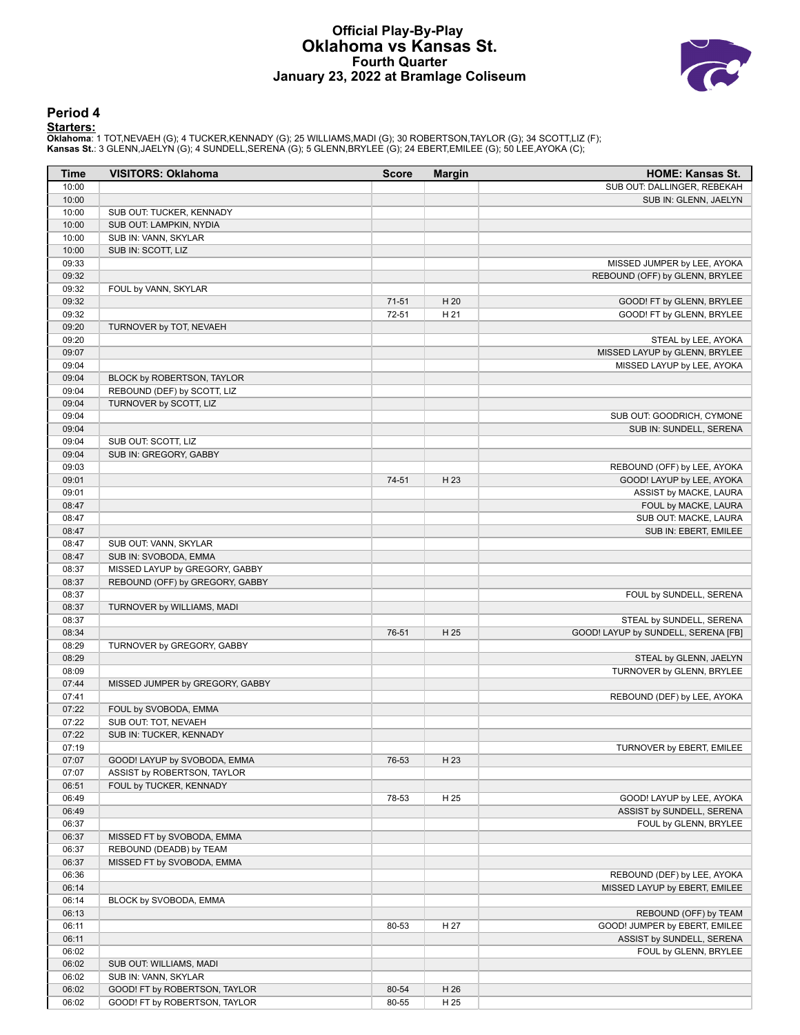# Official Play-By-Play
# Oklahoma vs Kansas St.
## Fourth Quarter
## January 23, 2022 at Bramlage Coliseum

### Period 4

**Starters:**

**Oklahoma**: 1 TOT,NEVAEH (G); 4 TUCKER,KENNADY (G); 25 WILLIAMS,MADI (G); 30 ROBERTSON,TAYLOR (G); 34 SCOTT,LIZ (F);
**Kansas St.**: 3 GLENN,JAELYN (G); 4 SUNDELL,SERENA (G); 5 GLENN,BRYLEE (G); 24 EBERT,EMILEE (G); 50 LEE,AYOKA (C);

| Time | VISITORS: Oklahoma | Score | Margin | HOME: Kansas St. |
|---|---|---|---|---|
| 10:00 | | | | SUB OUT: DALLINGER, REBEKAH |
| 10:00 | | | | SUB IN: GLENN, JAELYN |
| 10:00 | SUB OUT: TUCKER, KENNADY | | | |
| 10:00 | SUB OUT: LAMPKIN, NYDIA | | | |
| 10:00 | SUB IN: VANN, SKYLAR | | | |
| 10:00 | SUB IN: SCOTT, LIZ | | | |
| 09:33 | | | | MISSED JUMPER by LEE, AYOKA |
| 09:32 | | | | REBOUND (OFF) by GLENN, BRYLEE |
| 09:32 | FOUL by VANN, SKYLAR | | | |
| 09:32 | | 71-51 | H 20 | GOOD! FT by GLENN, BRYLEE |
| 09:32 | | 72-51 | H 21 | GOOD! FT by GLENN, BRYLEE |
| 09:20 | TURNOVER by TOT, NEVAEH | | | |
| 09:20 | | | | STEAL by LEE, AYOKA |
| 09:07 | | | | MISSED LAYUP by GLENN, BRYLEE |
| 09:04 | | | | MISSED LAYUP by LEE, AYOKA |
| 09:04 | BLOCK by ROBERTSON, TAYLOR | | | |
| 09:04 | REBOUND (DEF) by SCOTT, LIZ | | | |
| 09:04 | TURNOVER by SCOTT, LIZ | | | |
| 09:04 | | | | SUB OUT: GOODRICH, CYMONE |
| 09:04 | | | | SUB IN: SUNDELL, SERENA |
| 09:04 | SUB OUT: SCOTT, LIZ | | | |
| 09:04 | SUB IN: GREGORY, GABBY | | | |
| 09:03 | | | | REBOUND (OFF) by LEE, AYOKA |
| 09:01 | | 74-51 | H 23 | GOOD! LAYUP by LEE, AYOKA |
| 09:01 | | | | ASSIST by MACKE, LAURA |
| 08:47 | | | | FOUL by MACKE, LAURA |
| 08:47 | | | | SUB OUT: MACKE, LAURA |
| 08:47 | | | | SUB IN: EBERT, EMILEE |
| 08:47 | SUB OUT: VANN, SKYLAR | | | |
| 08:47 | SUB IN: SVOBODA, EMMA | | | |
| 08:37 | MISSED LAYUP by GREGORY, GABBY | | | |
| 08:37 | REBOUND (OFF) by GREGORY, GABBY | | | |
| 08:37 | | | | FOUL by SUNDELL, SERENA |
| 08:37 | TURNOVER by WILLIAMS, MADI | | | |
| 08:37 | | | | STEAL by SUNDELL, SERENA |
| 08:34 | | 76-51 | H 25 | GOOD! LAYUP by SUNDELL, SERENA [FB] |
| 08:29 | TURNOVER by GREGORY, GABBY | | | |
| 08:29 | | | | STEAL by GLENN, JAELYN |
| 08:09 | | | | TURNOVER by GLENN, BRYLEE |
| 07:44 | MISSED JUMPER by GREGORY, GABBY | | | |
| 07:41 | | | | REBOUND (DEF) by LEE, AYOKA |
| 07:22 | FOUL by SVOBODA, EMMA | | | |
| 07:22 | SUB OUT: TOT, NEVAEH | | | |
| 07:22 | SUB IN: TUCKER, KENNADY | | | |
| 07:19 | | | | TURNOVER by EBERT, EMILEE |
| 07:07 | GOOD! LAYUP by SVOBODA, EMMA | 76-53 | H 23 | |
| 07:07 | ASSIST by ROBERTSON, TAYLOR | | | |
| 06:51 | FOUL by TUCKER, KENNADY | | | |
| 06:49 | | 78-53 | H 25 | GOOD! LAYUP by LEE, AYOKA |
| 06:49 | | | | ASSIST by SUNDELL, SERENA |
| 06:37 | | | | FOUL by GLENN, BRYLEE |
| 06:37 | MISSED FT by SVOBODA, EMMA | | | |
| 06:37 | REBOUND (DEADB) by TEAM | | | |
| 06:37 | MISSED FT by SVOBODA, EMMA | | | |
| 06:36 | | | | REBOUND (DEF) by LEE, AYOKA |
| 06:14 | | | | MISSED LAYUP by EBERT, EMILEE |
| 06:14 | BLOCK by SVOBODA, EMMA | | | |
| 06:13 | | | | REBOUND (OFF) by TEAM |
| 06:11 | | 80-53 | H 27 | GOOD! JUMPER by EBERT, EMILEE |
| 06:11 | | | | ASSIST by SUNDELL, SERENA |
| 06:02 | | | | FOUL by GLENN, BRYLEE |
| 06:02 | SUB OUT: WILLIAMS, MADI | | | |
| 06:02 | SUB IN: VANN, SKYLAR | | | |
| 06:02 | GOOD! FT by ROBERTSON, TAYLOR | 80-54 | H 26 | |
| 06:02 | GOOD! FT by ROBERTSON, TAYLOR | 80-55 | H 25 | |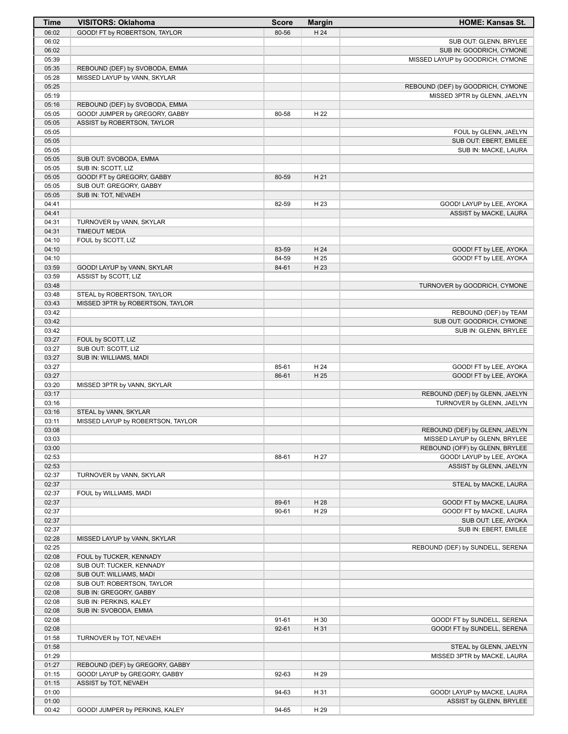| Time | VISITORS: Oklahoma | Score | Margin | HOME: Kansas St. |
|---|---|---|---|---|
| 06:02 | GOOD! FT by ROBERTSON, TAYLOR | 80-56 | H 24 | |
| 06:02 | | | | SUB OUT: GLENN, BRYLEE |
| 06:02 | | | | SUB IN: GOODRICH, CYMONE |
| 05:39 | | | | MISSED LAYUP by GOODRICH, CYMONE |
| 05:35 | REBOUND (DEF) by SVOBODA, EMMA | | | |
| 05:28 | MISSED LAYUP by VANN, SKYLAR | | | |
| 05:25 | | | | REBOUND (DEF) by GOODRICH, CYMONE |
| 05:19 | | | | MISSED 3PTR by GLENN, JAELYN |
| 05:16 | REBOUND (DEF) by SVOBODA, EMMA | | | |
| 05:05 | GOOD! JUMPER by GREGORY, GABBY | 80-58 | H 22 | |
| 05:05 | ASSIST by ROBERTSON, TAYLOR | | | |
| 05:05 | | | | FOUL by GLENN, JAELYN |
| 05:05 | | | | SUB OUT: EBERT, EMILEE |
| 05:05 | | | | SUB IN: MACKE, LAURA |
| 05:05 | SUB OUT: SVOBODA, EMMA | | | |
| 05:05 | SUB IN: SCOTT, LIZ | | | |
| 05:05 | GOOD! FT by GREGORY, GABBY | 80-59 | H 21 | |
| 05:05 | SUB OUT: GREGORY, GABBY | | | |
| 05:05 | SUB IN: TOT, NEVAEH | | | |
| 04:41 | | 82-59 | H 23 | GOOD! LAYUP by LEE, AYOKA |
| 04:41 | | | | ASSIST by MACKE, LAURA |
| 04:31 | TURNOVER by VANN, SKYLAR | | | |
| 04:31 | TIMEOUT MEDIA | | | |
| 04:10 | FOUL by SCOTT, LIZ | | | |
| 04:10 | | 83-59 | H 24 | GOOD! FT by LEE, AYOKA |
| 04:10 | | 84-59 | H 25 | GOOD! FT by LEE, AYOKA |
| 03:59 | GOOD! LAYUP by VANN, SKYLAR | 84-61 | H 23 | |
| 03:59 | ASSIST by SCOTT, LIZ | | | |
| 03:48 | | | | TURNOVER by GOODRICH, CYMONE |
| 03:48 | STEAL by ROBERTSON, TAYLOR | | | |
| 03:43 | MISSED 3PTR by ROBERTSON, TAYLOR | | | |
| 03:42 | | | | REBOUND (DEF) by TEAM |
| 03:42 | | | | SUB OUT: GOODRICH, CYMONE |
| 03:42 | | | | SUB IN: GLENN, BRYLEE |
| 03:27 | FOUL by SCOTT, LIZ | | | |
| 03:27 | SUB OUT: SCOTT, LIZ | | | |
| 03:27 | SUB IN: WILLIAMS, MADI | | | |
| 03:27 | | 85-61 | H 24 | GOOD! FT by LEE, AYOKA |
| 03:27 | | 86-61 | H 25 | GOOD! FT by LEE, AYOKA |
| 03:20 | MISSED 3PTR by VANN, SKYLAR | | | |
| 03:17 | | | | REBOUND (DEF) by GLENN, JAELYN |
| 03:16 | | | | TURNOVER by GLENN, JAELYN |
| 03:16 | STEAL by VANN, SKYLAR | | | |
| 03:11 | MISSED LAYUP by ROBERTSON, TAYLOR | | | |
| 03:08 | | | | REBOUND (DEF) by GLENN, JAELYN |
| 03:03 | | | | MISSED LAYUP by GLENN, BRYLEE |
| 03:00 | | | | REBOUND (OFF) by GLENN, BRYLEE |
| 02:53 | | 88-61 | H 27 | GOOD! LAYUP by LEE, AYOKA |
| 02:53 | | | | ASSIST by GLENN, JAELYN |
| 02:37 | TURNOVER by VANN, SKYLAR | | | |
| 02:37 | | | | STEAL by MACKE, LAURA |
| 02:37 | FOUL by WILLIAMS, MADI | | | |
| 02:37 | | 89-61 | H 28 | GOOD! FT by MACKE, LAURA |
| 02:37 | | 90-61 | H 29 | GOOD! FT by MACKE, LAURA |
| 02:37 | | | | SUB OUT: LEE, AYOKA |
| 02:37 | | | | SUB IN: EBERT, EMILEE |
| 02:28 | MISSED LAYUP by VANN, SKYLAR | | | |
| 02:25 | | | | REBOUND (DEF) by SUNDELL, SERENA |
| 02:08 | FOUL by TUCKER, KENNADY | | | |
| 02:08 | SUB OUT: TUCKER, KENNADY | | | |
| 02:08 | SUB OUT: WILLIAMS, MADI | | | |
| 02:08 | SUB OUT: ROBERTSON, TAYLOR | | | |
| 02:08 | SUB IN: GREGORY, GABBY | | | |
| 02:08 | SUB IN: PERKINS, KALEY | | | |
| 02:08 | SUB IN: SVOBODA, EMMA | | | |
| 02:08 | | 91-61 | H 30 | GOOD! FT by SUNDELL, SERENA |
| 02:08 | | 92-61 | H 31 | GOOD! FT by SUNDELL, SERENA |
| 01:58 | TURNOVER by TOT, NEVAEH | | | |
| 01:58 | | | | STEAL by GLENN, JAELYN |
| 01:29 | | | | MISSED 3PTR by MACKE, LAURA |
| 01:27 | REBOUND (DEF) by GREGORY, GABBY | | | |
| 01:15 | GOOD! LAYUP by GREGORY, GABBY | 92-63 | H 29 | |
| 01:15 | ASSIST by TOT, NEVAEH | | | |
| 01:00 | | 94-63 | H 31 | GOOD! LAYUP by MACKE, LAURA |
| 01:00 | | | | ASSIST by GLENN, BRYLEE |
| 00:42 | GOOD! JUMPER by PERKINS, KALEY | 94-65 | H 29 | |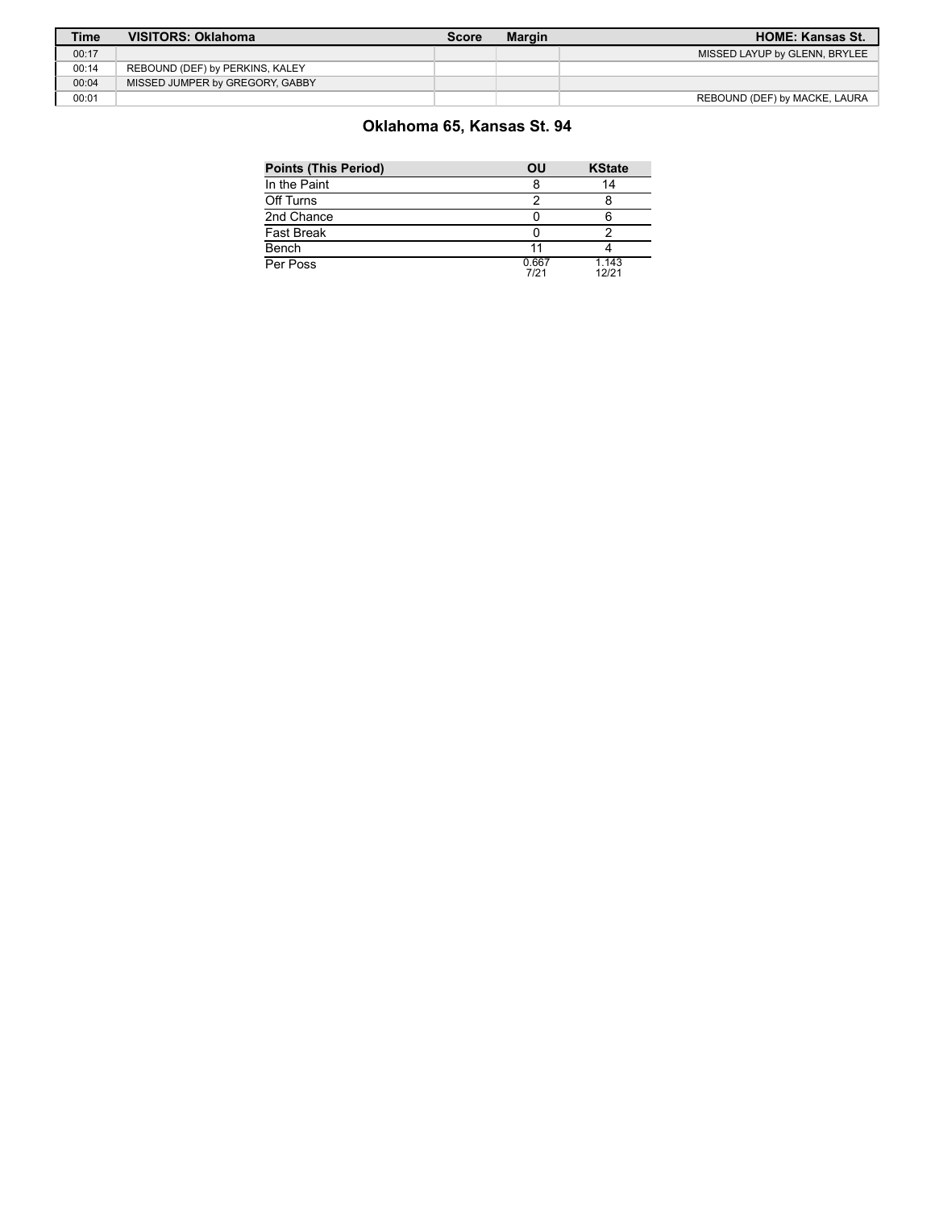| Time | VISITORS: Oklahoma | Score | Margin | HOME: Kansas St. |
| --- | --- | --- | --- | --- |
| 00:17 | | | | MISSED LAYUP by GLENN, BRYLEE |
| 00:14 | REBOUND (DEF) by PERKINS, KALEY | | | |
| 00:04 | MISSED JUMPER by GREGORY, GABBY | | | |
| 00:01 | | | | REBOUND (DEF) by MACKE, LAURA |

## Oklahoma 65, Kansas St. 94

| Points (This Period) | OU | KState |
| --- | --- | --- |
| In the Paint | 8 | 14 |
| Off Turns | 2 | 8 |
| 2nd Chance | 0 | 6 |
| Fast Break | 0 | 2 |
| Bench | 11 | 4 |
| Per Poss | 0.667 7/21 | 1.143 12/21 |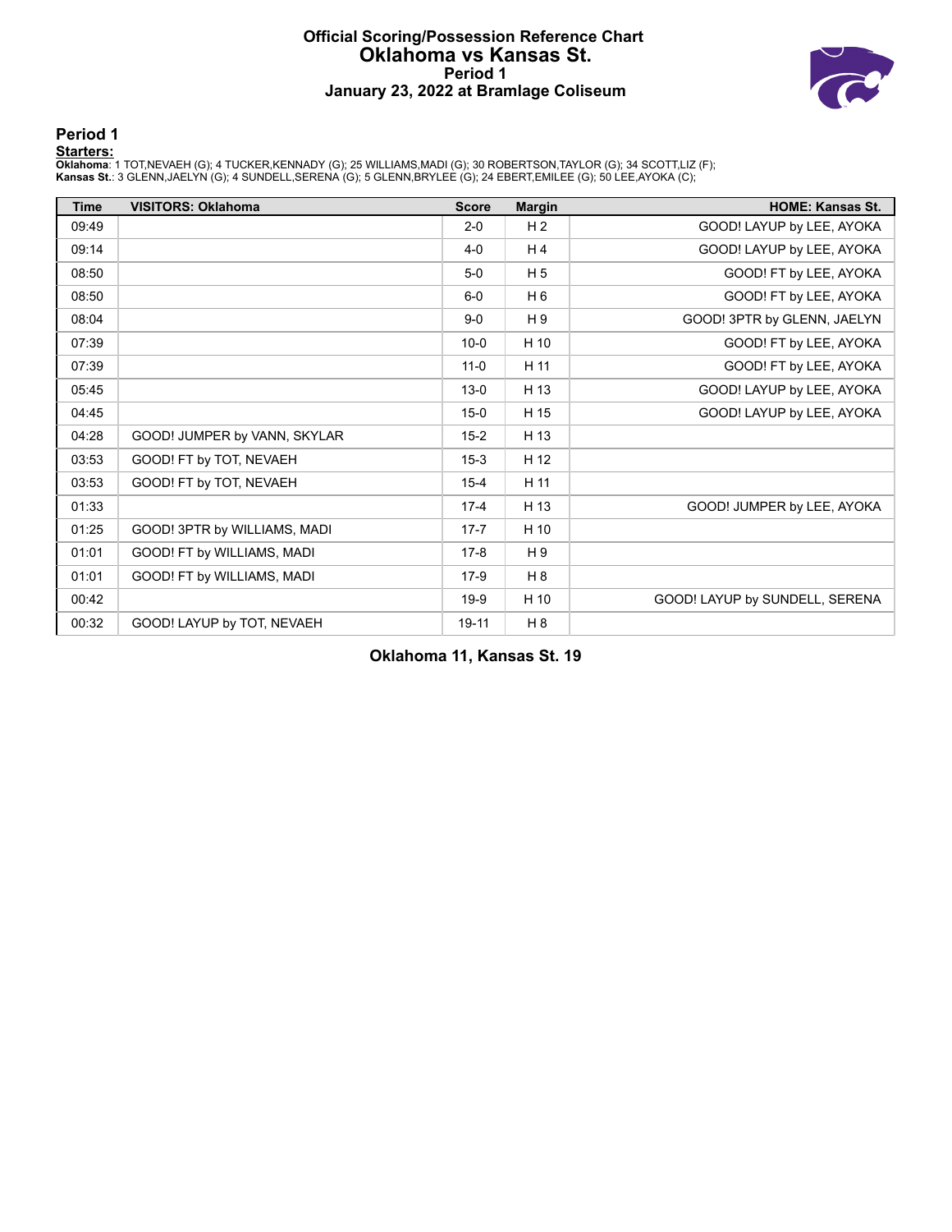# Official Scoring/Possession Reference Chart
# Oklahoma vs Kansas St.
## Period 1
## January 23, 2022 at Bramlage Coliseum

### Period 1

**Starters:**

**Oklahoma**: 1 TOT,NEVAEH (G); 4 TUCKER,KENNADY (G); 25 WILLIAMS,MADI (G); 30 ROBERTSON,TAYLOR (G); 34 SCOTT,LIZ (F);
**Kansas St.**: 3 GLENN,JAELYN (G); 4 SUNDELL,SERENA (G); 5 GLENN,BRYLEE (G); 24 EBERT,EMILEE (G); 50 LEE,AYOKA (C);

| Time | VISITORS: Oklahoma | Score | Margin | HOME: Kansas St. |
| --- | --- | --- | --- | --- |
| 09:49 | | 2-0 | H 2 | GOOD! LAYUP by LEE, AYOKA |
| 09:14 | | 4-0 | H 4 | GOOD! LAYUP by LEE, AYOKA |
| 08:50 | | 5-0 | H 5 | GOOD! FT by LEE, AYOKA |
| 08:50 | | 6-0 | H 6 | GOOD! FT by LEE, AYOKA |
| 08:04 | | 9-0 | H 9 | GOOD! 3PTR by GLENN, JAELYN |
| 07:39 | | 10-0 | H 10 | GOOD! FT by LEE, AYOKA |
| 07:39 | | 11-0 | H 11 | GOOD! FT by LEE, AYOKA |
| 05:45 | | 13-0 | H 13 | GOOD! LAYUP by LEE, AYOKA |
| 04:45 | | 15-0 | H 15 | GOOD! LAYUP by LEE, AYOKA |
| 04:28 | GOOD! JUMPER by VANN, SKYLAR | 15-2 | H 13 | |
| 03:53 | GOOD! FT by TOT, NEVAEH | 15-3 | H 12 | |
| 03:53 | GOOD! FT by TOT, NEVAEH | 15-4 | H 11 | |
| 01:33 | | 17-4 | H 13 | GOOD! JUMPER by LEE, AYOKA |
| 01:25 | GOOD! 3PTR by WILLIAMS, MADI | 17-7 | H 10 | |
| 01:01 | GOOD! FT by WILLIAMS, MADI | 17-8 | H 9 | |
| 01:01 | GOOD! FT by WILLIAMS, MADI | 17-9 | H 8 | |
| 00:42 | | 19-9 | H 10 | GOOD! LAYUP by SUNDELL, SERENA |
| 00:32 | GOOD! LAYUP by TOT, NEVAEH | 19-11 | H 8 | |

**Oklahoma 11, Kansas St. 19**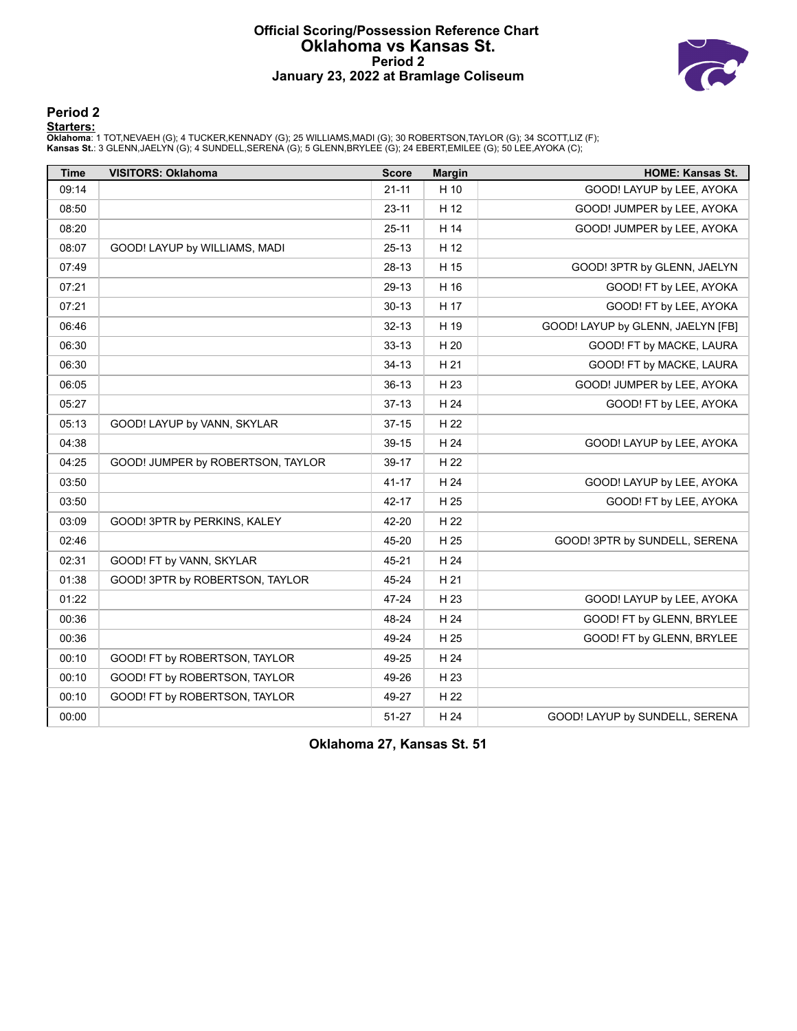# Official Scoring/Possession Reference Chart
# Oklahoma vs Kansas St.
## Period 2
## January 23, 2022 at Bramlage Coliseum

## Period 2

**Starters:**

**Oklahoma**: 1 TOT,NEVAEH (G); 4 TUCKER,KENNADY (G); 25 WILLIAMS,MADI (G); 30 ROBERTSON,TAYLOR (G); 34 SCOTT,LIZ (F);
**Kansas St.**: 3 GLENN,JAELYN (G); 4 SUNDELL,SERENA (G); 5 GLENN,BRYLEE (G); 24 EBERT,EMILEE (G); 50 LEE,AYOKA (C);

| Time | VISITORS: Oklahoma | Score | Margin | HOME: Kansas St. |
|---|---|---|---|---|
| 09:14 | | 21-11 | H 10 | GOOD! LAYUP by LEE, AYOKA |
| 08:50 | | 23-11 | H 12 | GOOD! JUMPER by LEE, AYOKA |
| 08:20 | | 25-11 | H 14 | GOOD! JUMPER by LEE, AYOKA |
| 08:07 | GOOD! LAYUP by WILLIAMS, MADI | 25-13 | H 12 | |
| 07:49 | | 28-13 | H 15 | GOOD! 3PTR by GLENN, JAELYN |
| 07:21 | | 29-13 | H 16 | GOOD! FT by LEE, AYOKA |
| 07:21 | | 30-13 | H 17 | GOOD! FT by LEE, AYOKA |
| 06:46 | | 32-13 | H 19 | GOOD! LAYUP by GLENN, JAELYN [FB] |
| 06:30 | | 33-13 | H 20 | GOOD! FT by MACKE, LAURA |
| 06:30 | | 34-13 | H 21 | GOOD! FT by MACKE, LAURA |
| 06:05 | | 36-13 | H 23 | GOOD! JUMPER by LEE, AYOKA |
| 05:27 | | 37-13 | H 24 | GOOD! FT by LEE, AYOKA |
| 05:13 | GOOD! LAYUP by VANN, SKYLAR | 37-15 | H 22 | |
| 04:38 | | 39-15 | H 24 | GOOD! LAYUP by LEE, AYOKA |
| 04:25 | GOOD! JUMPER by ROBERTSON, TAYLOR | 39-17 | H 22 | |
| 03:50 | | 41-17 | H 24 | GOOD! LAYUP by LEE, AYOKA |
| 03:50 | | 42-17 | H 25 | GOOD! FT by LEE, AYOKA |
| 03:09 | GOOD! 3PTR by PERKINS, KALEY | 42-20 | H 22 | |
| 02:46 | | 45-20 | H 25 | GOOD! 3PTR by SUNDELL, SERENA |
| 02:31 | GOOD! FT by VANN, SKYLAR | 45-21 | H 24 | |
| 01:38 | GOOD! 3PTR by ROBERTSON, TAYLOR | 45-24 | H 21 | |
| 01:22 | | 47-24 | H 23 | GOOD! LAYUP by LEE, AYOKA |
| 00:36 | | 48-24 | H 24 | GOOD! FT by GLENN, BRYLEE |
| 00:36 | | 49-24 | H 25 | GOOD! FT by GLENN, BRYLEE |
| 00:10 | GOOD! FT by ROBERTSON, TAYLOR | 49-25 | H 24 | |
| 00:10 | GOOD! FT by ROBERTSON, TAYLOR | 49-26 | H 23 | |
| 00:10 | GOOD! FT by ROBERTSON, TAYLOR | 49-27 | H 22 | |
| 00:00 | | 51-27 | H 24 | GOOD! LAYUP by SUNDELL, SERENA |

**Oklahoma 27, Kansas St. 51**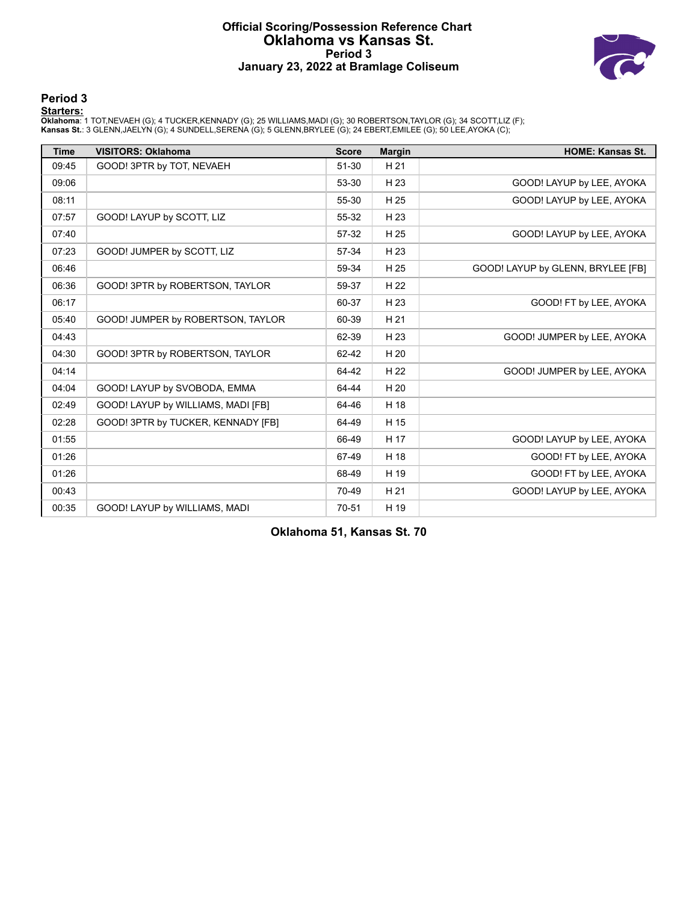# Official Scoring/Possession Reference Chart
# Oklahoma vs Kansas St.
## Period 3
## January 23, 2022 at Bramlage Coliseum

### Period 3

**Starters:**

**Oklahoma**: 1 TOT,NEVAEH (G); 4 TUCKER,KENNADY (G); 25 WILLIAMS,MADI (G); 30 ROBERTSON,TAYLOR (G); 34 SCOTT,LIZ (F);
**Kansas St.**: 3 GLENN,JAELYN (G); 4 SUNDELL,SERENA (G); 5 GLENN,BRYLEE (G); 24 EBERT,EMILEE (G); 50 LEE,AYOKA (C);

| Time | VISITORS: Oklahoma | Score | Margin | HOME: Kansas St. |
|---|---|---|---|---|
| 09:45 | GOOD! 3PTR by TOT, NEVAEH | 51-30 | H 21 | |
| 09:06 | | 53-30 | H 23 | GOOD! LAYUP by LEE, AYOKA |
| 08:11 | | 55-30 | H 25 | GOOD! LAYUP by LEE, AYOKA |
| 07:57 | GOOD! LAYUP by SCOTT, LIZ | 55-32 | H 23 | |
| 07:40 | | 57-32 | H 25 | GOOD! LAYUP by LEE, AYOKA |
| 07:23 | GOOD! JUMPER by SCOTT, LIZ | 57-34 | H 23 | |
| 06:46 | | 59-34 | H 25 | GOOD! LAYUP by GLENN, BRYLEE [FB] |
| 06:36 | GOOD! 3PTR by ROBERTSON, TAYLOR | 59-37 | H 22 | |
| 06:17 | | 60-37 | H 23 | GOOD! FT by LEE, AYOKA |
| 05:40 | GOOD! JUMPER by ROBERTSON, TAYLOR | 60-39 | H 21 | |
| 04:43 | | 62-39 | H 23 | GOOD! JUMPER by LEE, AYOKA |
| 04:30 | GOOD! 3PTR by ROBERTSON, TAYLOR | 62-42 | H 20 | |
| 04:14 | | 64-42 | H 22 | GOOD! JUMPER by LEE, AYOKA |
| 04:04 | GOOD! LAYUP by SVOBODA, EMMA | 64-44 | H 20 | |
| 02:49 | GOOD! LAYUP by WILLIAMS, MADI [FB] | 64-46 | H 18 | |
| 02:28 | GOOD! 3PTR by TUCKER, KENNADY [FB] | 64-49 | H 15 | |
| 01:55 | | 66-49 | H 17 | GOOD! LAYUP by LEE, AYOKA |
| 01:26 | | 67-49 | H 18 | GOOD! FT by LEE, AYOKA |
| 01:26 | | 68-49 | H 19 | GOOD! FT by LEE, AYOKA |
| 00:43 | | 70-49 | H 21 | GOOD! LAYUP by LEE, AYOKA |
| 00:35 | GOOD! LAYUP by WILLIAMS, MADI | 70-51 | H 19 | |

**Oklahoma 51, Kansas St. 70**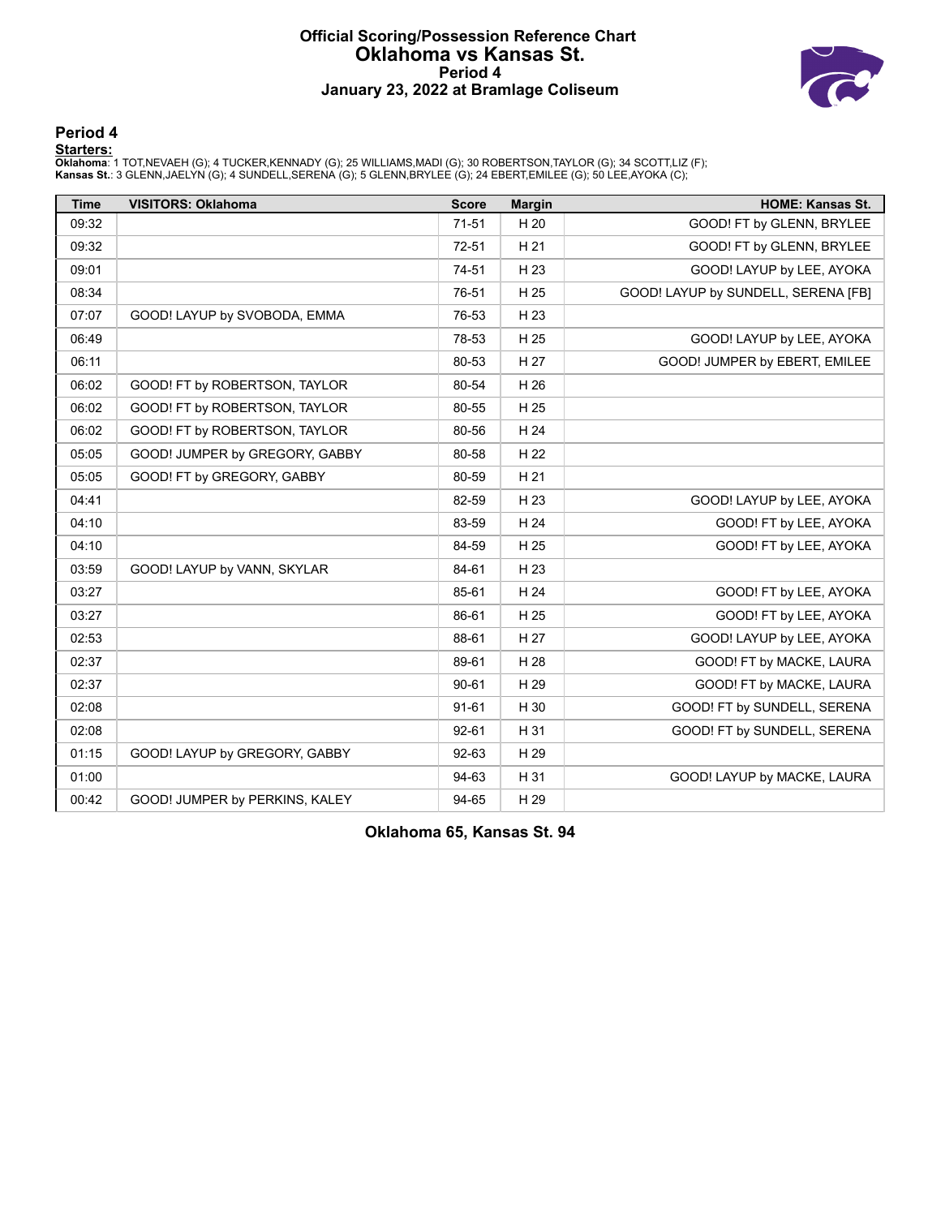# Official Scoring/Possession Reference Chart
# Oklahoma vs Kansas St.
### Period 4
### January 23, 2022 at Bramlage Coliseum

## Period 4

**Starters:**

**Oklahoma**: 1 TOT,NEVAEH (G); 4 TUCKER,KENNADY (G); 25 WILLIAMS,MADI (G); 30 ROBERTSON,TAYLOR (G); 34 SCOTT,LIZ (F);
**Kansas St.**: 3 GLENN,JAELYN (G); 4 SUNDELL,SERENA (G); 5 GLENN,BRYLEE (G); 24 EBERT,EMILEE (G); 50 LEE,AYOKA (C);

| Time | VISITORS: Oklahoma | Score | Margin | HOME: Kansas St. |
|---|---|---|---|---|
| 09:32 | | 71-51 | H 20 | GOOD! FT by GLENN, BRYLEE |
| 09:32 | | 72-51 | H 21 | GOOD! FT by GLENN, BRYLEE |
| 09:01 | | 74-51 | H 23 | GOOD! LAYUP by LEE, AYOKA |
| 08:34 | | 76-51 | H 25 | GOOD! LAYUP by SUNDELL, SERENA [FB] |
| 07:07 | GOOD! LAYUP by SVOBODA, EMMA | 76-53 | H 23 | |
| 06:49 | | 78-53 | H 25 | GOOD! LAYUP by LEE, AYOKA |
| 06:11 | | 80-53 | H 27 | GOOD! JUMPER by EBERT, EMILEE |
| 06:02 | GOOD! FT by ROBERTSON, TAYLOR | 80-54 | H 26 | |
| 06:02 | GOOD! FT by ROBERTSON, TAYLOR | 80-55 | H 25 | |
| 06:02 | GOOD! FT by ROBERTSON, TAYLOR | 80-56 | H 24 | |
| 05:05 | GOOD! JUMPER by GREGORY, GABBY | 80-58 | H 22 | |
| 05:05 | GOOD! FT by GREGORY, GABBY | 80-59 | H 21 | |
| 04:41 | | 82-59 | H 23 | GOOD! LAYUP by LEE, AYOKA |
| 04:10 | | 83-59 | H 24 | GOOD! FT by LEE, AYOKA |
| 04:10 | | 84-59 | H 25 | GOOD! FT by LEE, AYOKA |
| 03:59 | GOOD! LAYUP by VANN, SKYLAR | 84-61 | H 23 | |
| 03:27 | | 85-61 | H 24 | GOOD! FT by LEE, AYOKA |
| 03:27 | | 86-61 | H 25 | GOOD! FT by LEE, AYOKA |
| 02:53 | | 88-61 | H 27 | GOOD! LAYUP by LEE, AYOKA |
| 02:37 | | 89-61 | H 28 | GOOD! FT by MACKE, LAURA |
| 02:37 | | 90-61 | H 29 | GOOD! FT by MACKE, LAURA |
| 02:08 | | 91-61 | H 30 | GOOD! FT by SUNDELL, SERENA |
| 02:08 | | 92-61 | H 31 | GOOD! FT by SUNDELL, SERENA |
| 01:15 | GOOD! LAYUP by GREGORY, GABBY | 92-63 | H 29 | |
| 01:00 | | 94-63 | H 31 | GOOD! LAYUP by MACKE, LAURA |
| 00:42 | GOOD! JUMPER by PERKINS, KALEY | 94-65 | H 29 | |

**Oklahoma 65, Kansas St. 94**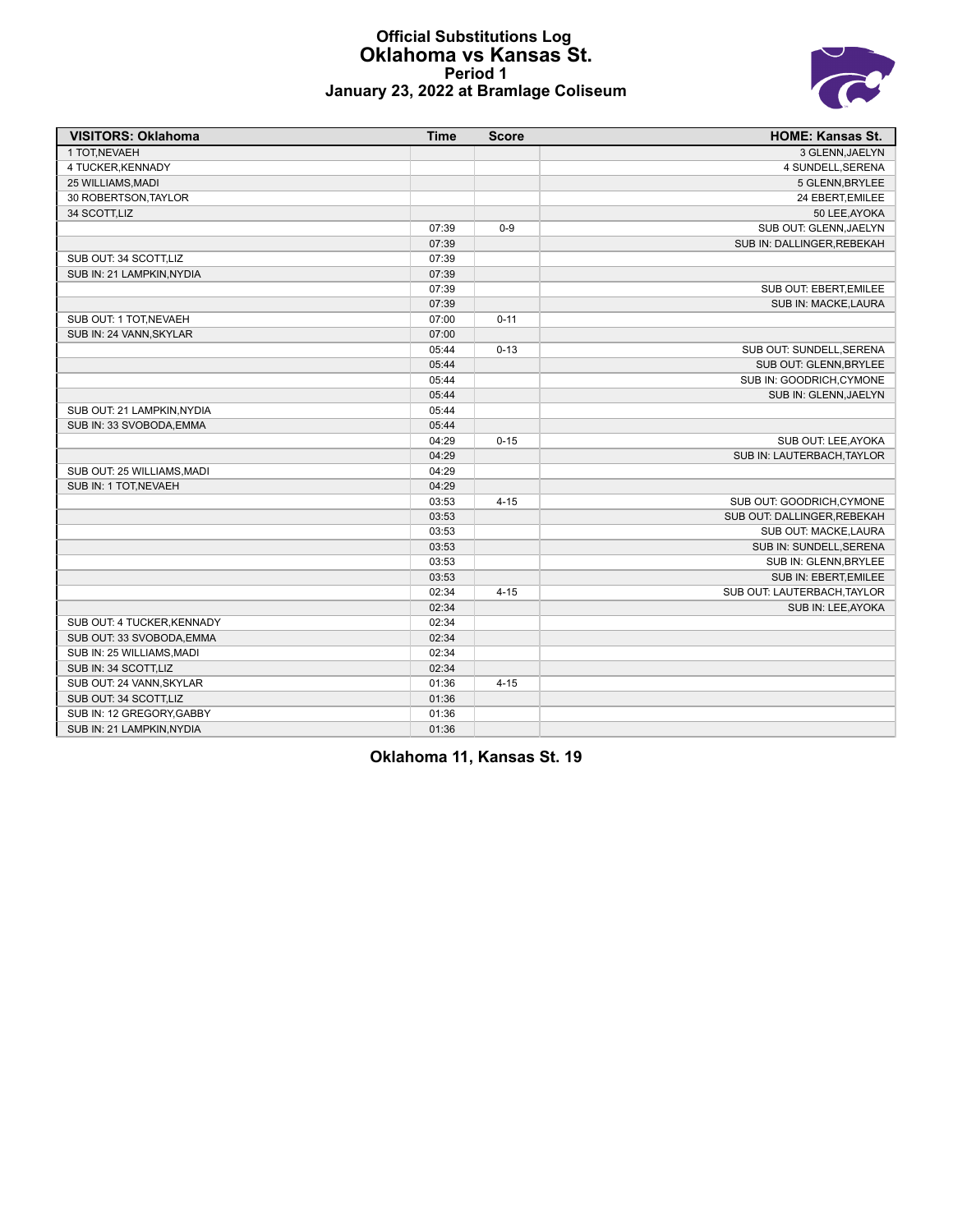# Official Substitutions Log
## Oklahoma vs Kansas St.
### Period 1
### January 23, 2022 at Bramlage Coliseum

| VISITORS: Oklahoma | Time | Score | HOME: Kansas St. |
|---|---|---|---|
| 1 TOT,NEVAEH | | | 3 GLENN,JAELYN |
| 4 TUCKER,KENNADY | | | 4 SUNDELL,SERENA |
| 25 WILLIAMS,MADI | | | 5 GLENN,BRYLEE |
| 30 ROBERTSON,TAYLOR | | | 24 EBERT,EMILEE |
| 34 SCOTT,LIZ | | | 50 LEE,AYOKA |
| | 07:39 | 0-9 | SUB OUT: GLENN,JAELYN |
| | 07:39 | | SUB IN: DALLINGER,REBEKAH |
| SUB OUT: 34 SCOTT,LIZ | 07:39 | | |
| SUB IN: 21 LAMPKIN,NYDIA | 07:39 | | |
| | 07:39 | | SUB OUT: EBERT,EMILEE |
| | 07:39 | | SUB IN: MACKE,LAURA |
| SUB OUT: 1 TOT,NEVAEH | 07:00 | 0-11 | |
| SUB IN: 24 VANN,SKYLAR | 07:00 | | |
| | 05:44 | 0-13 | SUB OUT: SUNDELL,SERENA |
| | 05:44 | | SUB OUT: GLENN,BRYLEE |
| | 05:44 | | SUB IN: GOODRICH,CYMONE |
| | 05:44 | | SUB IN: GLENN,JAELYN |
| SUB OUT: 21 LAMPKIN,NYDIA | 05:44 | | |
| SUB IN: 33 SVOBODA,EMMA | 05:44 | | |
| | 04:29 | 0-15 | SUB OUT: LEE,AYOKA |
| | 04:29 | | SUB IN: LAUTERBACH,TAYLOR |
| SUB OUT: 25 WILLIAMS,MADI | 04:29 | | |
| SUB IN: 1 TOT,NEVAEH | 04:29 | | |
| | 03:53 | 4-15 | SUB OUT: GOODRICH,CYMONE |
| | 03:53 | | SUB OUT: DALLINGER,REBEKAH |
| | 03:53 | | SUB OUT: MACKE,LAURA |
| | 03:53 | | SUB IN: SUNDELL,SERENA |
| | 03:53 | | SUB IN: GLENN,BRYLEE |
| | 03:53 | | SUB IN: EBERT,EMILEE |
| | 02:34 | 4-15 | SUB OUT: LAUTERBACH,TAYLOR |
| | 02:34 | | SUB IN: LEE,AYOKA |
| SUB OUT: 4 TUCKER,KENNADY | 02:34 | | |
| SUB OUT: 33 SVOBODA,EMMA | 02:34 | | |
| SUB IN: 25 WILLIAMS,MADI | 02:34 | | |
| SUB IN: 34 SCOTT,LIZ | 02:34 | | |
| SUB OUT: 24 VANN,SKYLAR | 01:36 | 4-15 | |
| SUB OUT: 34 SCOTT,LIZ | 01:36 | | |
| SUB IN: 12 GREGORY,GABBY | 01:36 | | |
| SUB IN: 21 LAMPKIN,NYDIA | 01:36 | | |

**Oklahoma 11, Kansas St. 19**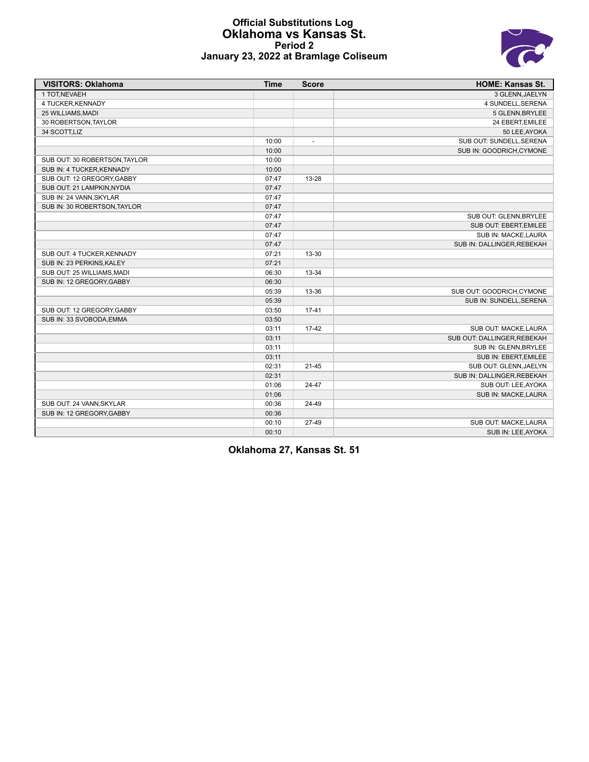# Official Substitutions Log
## Oklahoma vs Kansas St.
### Period 2
### January 23, 2022 at Bramlage Coliseum

| VISITORS: Oklahoma | Time | Score | HOME: Kansas St. |
|---|---|---|---|
| 1 TOT,NEVAEH | | | 3 GLENN,JAELYN |
| 4 TUCKER,KENNADY | | | 4 SUNDELL,SERENA |
| 25 WILLIAMS,MADI | | | 5 GLENN,BRYLEE |
| 30 ROBERTSON,TAYLOR | | | 24 EBERT,EMILEE |
| 34 SCOTT,LIZ | | | 50 LEE,AYOKA |
| | 10:00 | - | SUB OUT: SUNDELL,SERENA |
| | 10:00 | | SUB IN: GOODRICH,CYMONE |
| SUB OUT: 30 ROBERTSON,TAYLOR | 10:00 | | |
| SUB IN: 4 TUCKER,KENNADY | 10:00 | | |
| SUB OUT: 12 GREGORY,GABBY | 07:47 | 13-28 | |
| SUB OUT: 21 LAMPKIN,NYDIA | 07:47 | | |
| SUB IN: 24 VANN,SKYLAR | 07:47 | | |
| SUB IN: 30 ROBERTSON,TAYLOR | 07:47 | | |
| | 07:47 | | SUB OUT: GLENN,BRYLEE |
| | 07:47 | | SUB OUT: EBERT,EMILEE |
| | 07:47 | | SUB IN: MACKE,LAURA |
| | 07:47 | | SUB IN: DALLINGER,REBEKAH |
| SUB OUT: 4 TUCKER,KENNADY | 07:21 | 13-30 | |
| SUB IN: 23 PERKINS,KALEY | 07:21 | | |
| SUB OUT: 25 WILLIAMS,MADI | 06:30 | 13-34 | |
| SUB IN: 12 GREGORY,GABBY | 06:30 | | |
| | 05:39 | 13-36 | SUB OUT: GOODRICH,CYMONE |
| | 05:39 | | SUB IN: SUNDELL,SERENA |
| SUB OUT: 12 GREGORY,GABBY | 03:50 | 17-41 | |
| SUB IN: 33 SVOBODA,EMMA | 03:50 | | |
| | 03:11 | 17-42 | SUB OUT: MACKE,LAURA |
| | 03:11 | | SUB OUT: DALLINGER,REBEKAH |
| | 03:11 | | SUB IN: GLENN,BRYLEE |
| | 03:11 | | SUB IN: EBERT,EMILEE |
| | 02:31 | 21-45 | SUB OUT: GLENN,JAELYN |
| | 02:31 | | SUB IN: DALLINGER,REBEKAH |
| | 01:06 | 24-47 | SUB OUT: LEE,AYOKA |
| | 01:06 | | SUB IN: MACKE,LAURA |
| SUB OUT: 24 VANN,SKYLAR | 00:36 | 24-49 | |
| SUB IN: 12 GREGORY,GABBY | 00:36 | | |
| | 00:10 | 27-49 | SUB OUT: MACKE,LAURA |
| | 00:10 | | SUB IN: LEE,AYOKA |

**Oklahoma 27, Kansas St. 51**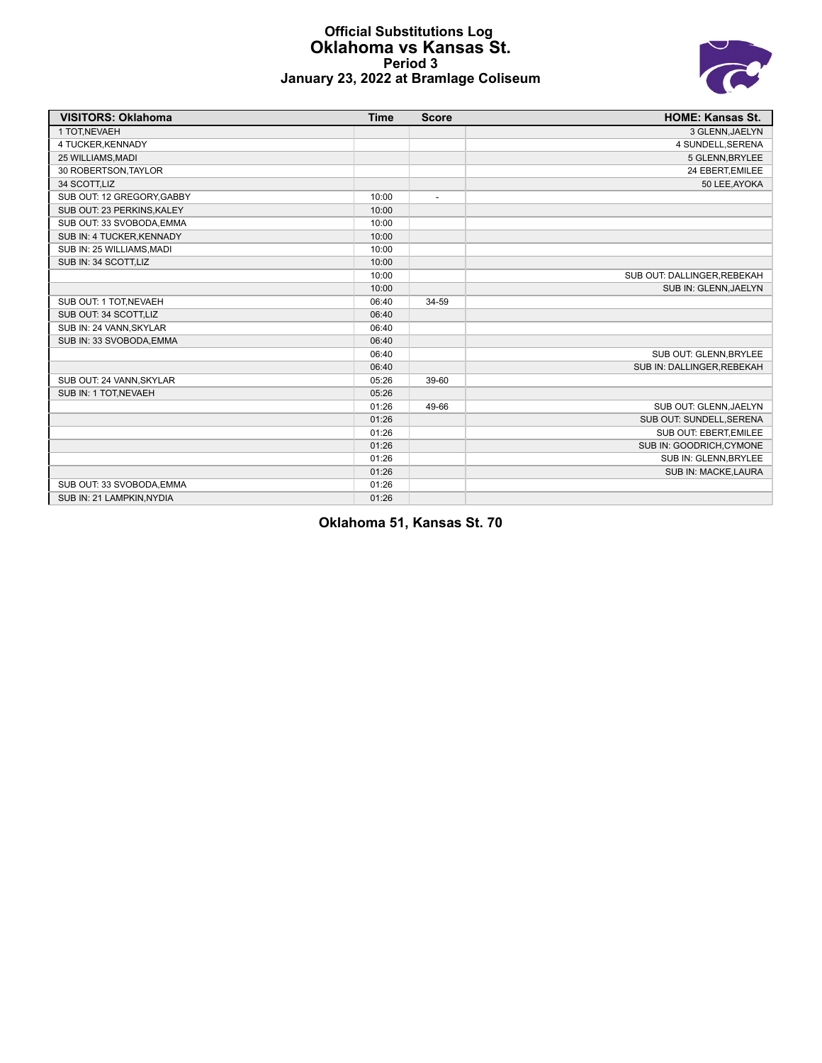# Official Substitutions Log
## Oklahoma vs Kansas St.
### Period 3
### January 23, 2022 at Bramlage Coliseum

| VISITORS: Oklahoma | Time | Score | HOME: Kansas St. |
|---|---|---|---|
| 1 TOT,NEVAEH | | | 3 GLENN,JAELYN |
| 4 TUCKER,KENNADY | | | 4 SUNDELL,SERENA |
| 25 WILLIAMS,MADI | | | 5 GLENN,BRYLEE |
| 30 ROBERTSON,TAYLOR | | | 24 EBERT,EMILEE |
| 34 SCOTT,LIZ | | | 50 LEE,AYOKA |
| SUB OUT: 12 GREGORY,GABBY | 10:00 | - | |
| SUB OUT: 23 PERKINS,KALEY | 10:00 | | |
| SUB OUT: 33 SVOBODA,EMMA | 10:00 | | |
| SUB IN: 4 TUCKER,KENNADY | 10:00 | | |
| SUB IN: 25 WILLIAMS,MADI | 10:00 | | |
| SUB IN: 34 SCOTT,LIZ | 10:00 | | |
| | 10:00 | | SUB OUT: DALLINGER,REBEKAH |
| | 10:00 | | SUB IN: GLENN,JAELYN |
| SUB OUT: 1 TOT,NEVAEH | 06:40 | 34-59 | |
| SUB OUT: 34 SCOTT,LIZ | 06:40 | | |
| SUB IN: 24 VANN,SKYLAR | 06:40 | | |
| SUB IN: 33 SVOBODA,EMMA | 06:40 | | |
| | 06:40 | | SUB OUT: GLENN,BRYLEE |
| | 06:40 | | SUB IN: DALLINGER,REBEKAH |
| SUB OUT: 24 VANN,SKYLAR | 05:26 | 39-60 | |
| SUB IN: 1 TOT,NEVAEH | 05:26 | | |
| | 01:26 | 49-66 | SUB OUT: GLENN,JAELYN |
| | 01:26 | | SUB OUT: SUNDELL,SERENA |
| | 01:26 | | SUB OUT: EBERT,EMILEE |
| | 01:26 | | SUB IN: GOODRICH,CYMONE |
| | 01:26 | | SUB IN: GLENN,BRYLEE |
| | 01:26 | | SUB IN: MACKE,LAURA |
| SUB OUT: 33 SVOBODA,EMMA | 01:26 | | |
| SUB IN: 21 LAMPKIN,NYDIA | 01:26 | | |

**Oklahoma 51, Kansas St. 70**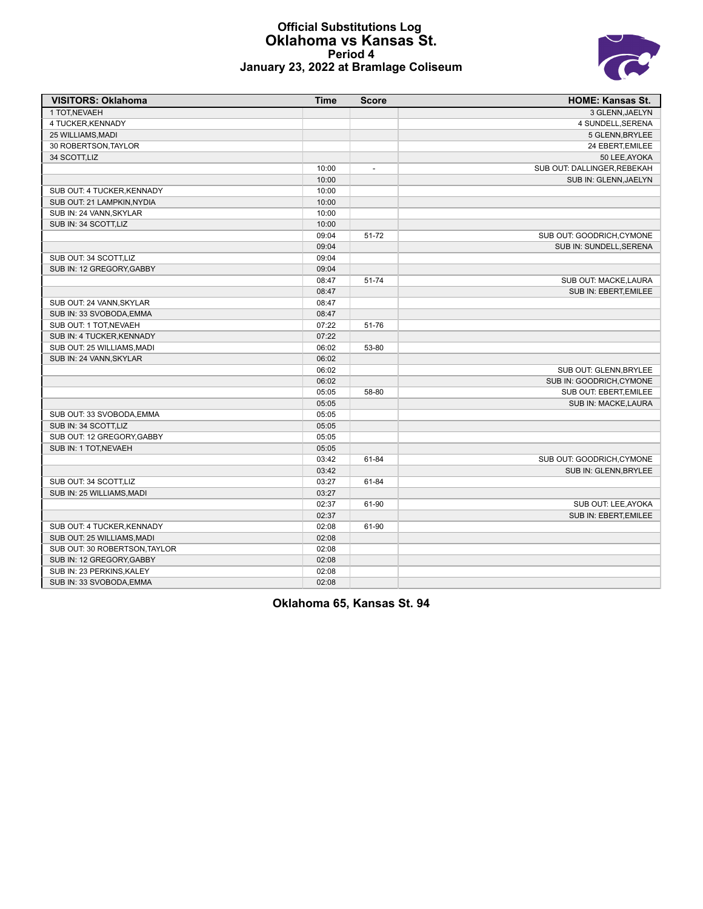# Official Substitutions Log
## Oklahoma vs Kansas St.
### Period 4
### January 23, 2022 at Bramlage Coliseum

| VISITORS: Oklahoma | Time | Score | HOME: Kansas St. |
|---|---|---|---|
| 1 TOT,NEVAEH | | | 3 GLENN,JAELYN |
| 4 TUCKER,KENNADY | | | 4 SUNDELL,SERENA |
| 25 WILLIAMS,MADI | | | 5 GLENN,BRYLEE |
| 30 ROBERTSON,TAYLOR | | | 24 EBERT,EMILEE |
| 34 SCOTT,LIZ | | | 50 LEE,AYOKA |
| | 10:00 | - | SUB OUT: DALLINGER,REBEKAH |
| | 10:00 | | SUB IN: GLENN,JAELYN |
| SUB OUT: 4 TUCKER,KENNADY | 10:00 | | |
| SUB OUT: 21 LAMPKIN,NYDIA | 10:00 | | |
| SUB IN: 24 VANN,SKYLAR | 10:00 | | |
| SUB IN: 34 SCOTT,LIZ | 10:00 | | |
| | 09:04 | 51-72 | SUB OUT: GOODRICH,CYMONE |
| | 09:04 | | SUB IN: SUNDELL,SERENA |
| SUB OUT: 34 SCOTT,LIZ | 09:04 | | |
| SUB IN: 12 GREGORY,GABBY | 09:04 | | |
| | 08:47 | 51-74 | SUB OUT: MACKE,LAURA |
| | 08:47 | | SUB IN: EBERT,EMILEE |
| SUB OUT: 24 VANN,SKYLAR | 08:47 | | |
| SUB IN: 33 SVOBODA,EMMA | 08:47 | | |
| SUB OUT: 1 TOT,NEVAEH | 07:22 | 51-76 | |
| SUB IN: 4 TUCKER,KENNADY | 07:22 | | |
| SUB OUT: 25 WILLIAMS,MADI | 06:02 | 53-80 | |
| SUB IN: 24 VANN,SKYLAR | 06:02 | | |
| | 06:02 | | SUB OUT: GLENN,BRYLEE |
| | 06:02 | | SUB IN: GOODRICH,CYMONE |
| | 05:05 | 58-80 | SUB OUT: EBERT,EMILEE |
| | 05:05 | | SUB IN: MACKE,LAURA |
| SUB OUT: 33 SVOBODA,EMMA | 05:05 | | |
| SUB IN: 34 SCOTT,LIZ | 05:05 | | |
| SUB OUT: 12 GREGORY,GABBY | 05:05 | | |
| SUB IN: 1 TOT,NEVAEH | 05:05 | | |
| | 03:42 | 61-84 | SUB OUT: GOODRICH,CYMONE |
| | 03:42 | | SUB IN: GLENN,BRYLEE |
| SUB OUT: 34 SCOTT,LIZ | 03:27 | 61-84 | |
| SUB IN: 25 WILLIAMS,MADI | 03:27 | | |
| | 02:37 | 61-90 | SUB OUT: LEE,AYOKA |
| | 02:37 | | SUB IN: EBERT,EMILEE |
| SUB OUT: 4 TUCKER,KENNADY | 02:08 | 61-90 | |
| SUB OUT: 25 WILLIAMS,MADI | 02:08 | | |
| SUB OUT: 30 ROBERTSON,TAYLOR | 02:08 | | |
| SUB IN: 12 GREGORY,GABBY | 02:08 | | |
| SUB IN: 23 PERKINS,KALEY | 02:08 | | |
| SUB IN: 33 SVOBODA,EMMA | 02:08 | | |

**Oklahoma 65, Kansas St. 94**